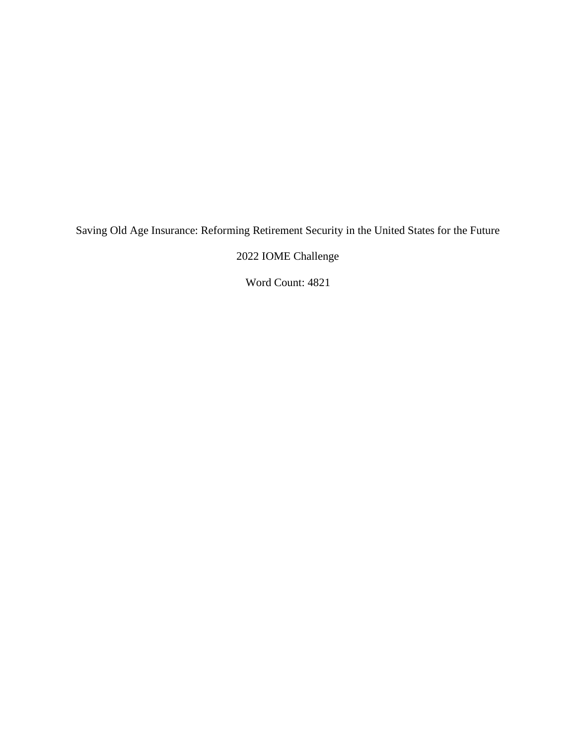# Saving Old Age Insurance: Reforming Retirement Security in the United States for the Future

2022 IOME Challenge

Word Count: 4821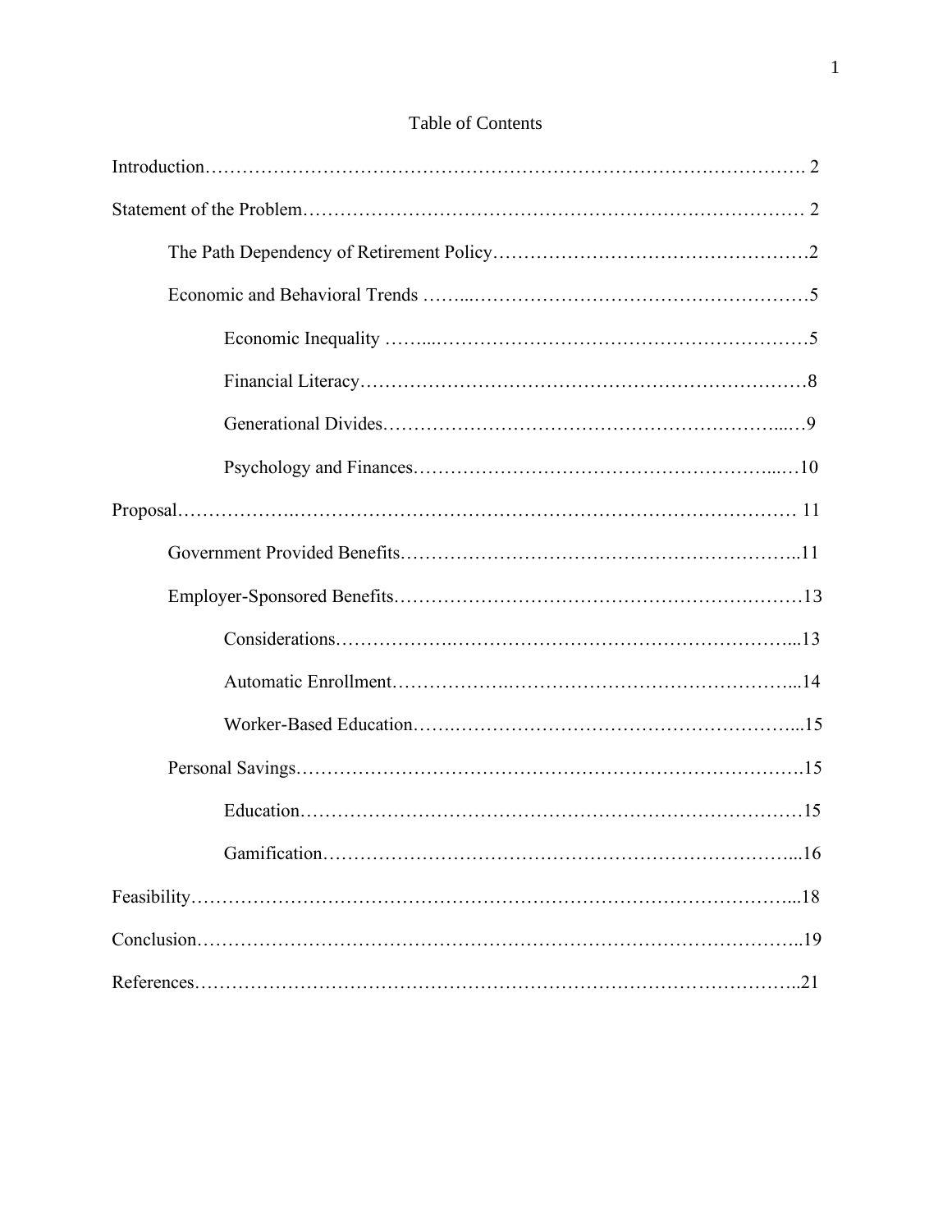# Table of Contents

Introduction………………………………………………………………………………… 2

Statement of the Problem…………………………………………………………………… 2

- The Path Dependency of Retirement Policy…………………………………………2
- Economic and Behavioral Trends ……...……………………………………………5
  - Economic Inequality ……...…………………………………………………5
  - Financial Literacy……………………………………………………………8
  - Generational Divides…………………………………………………...…9
  - Psychology and Finances………………………………………………...…10

Proposal……………………………………………………………………………………… 11

- Government Provided Benefits……………………………………………………..11
- Employer-Sponsored Benefits………………………………………………………13
  - Considerations……………………………………………………………...13
  - Automatic Enrollment……………………………………………………...14
  - Worker-Based Education…………………………………………………...15
- Personal Savings…………………………………………………………………….15
  - Education……………………………………………………………………15
  - Gamification………………………………………………………………...16

Feasibility……………………………………………………………………………………...18

Conclusion……………………………………………………………………………………..19

References……………………………………………………………………………………..21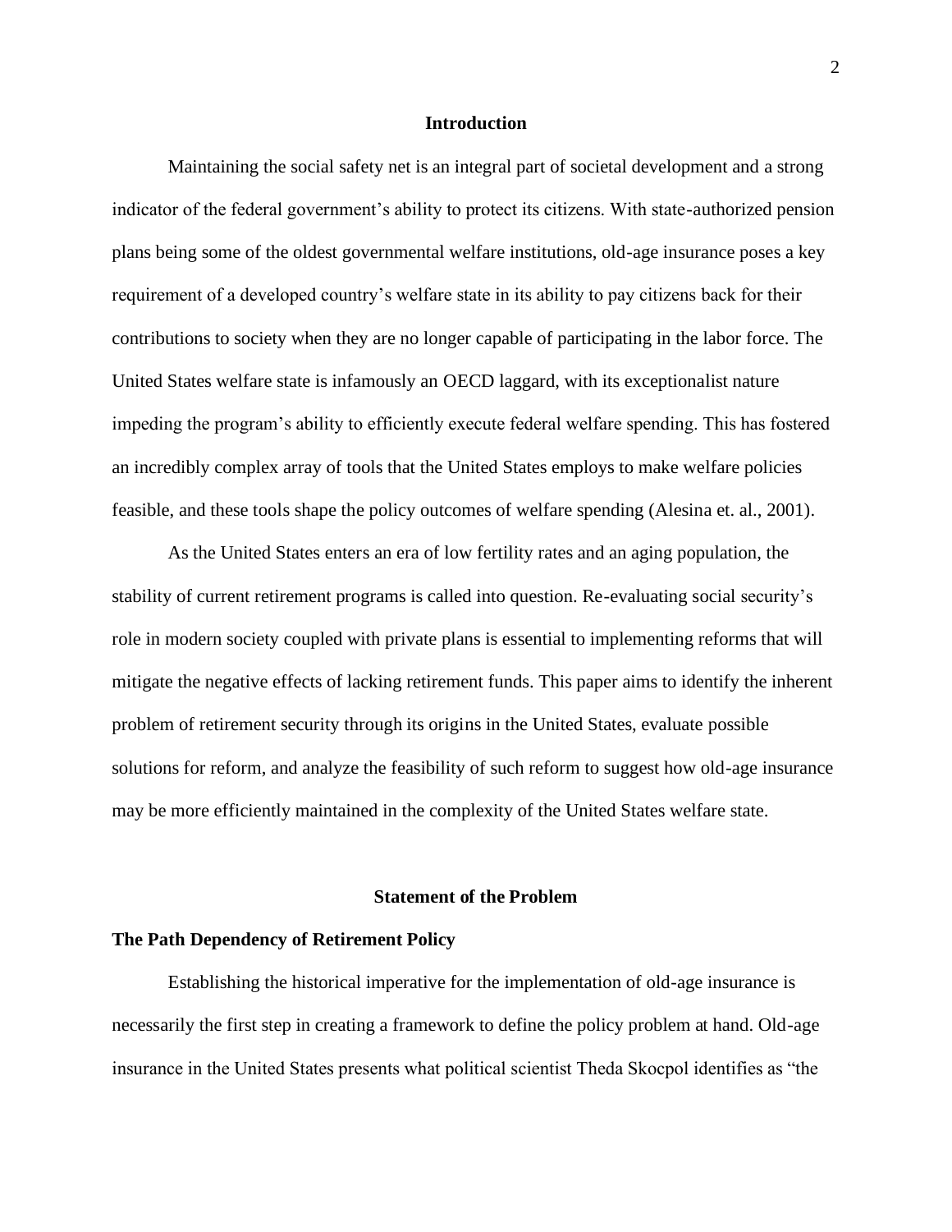## Introduction

Maintaining the social safety net is an integral part of societal development and a strong indicator of the federal government's ability to protect its citizens. With state-authorized pension plans being some of the oldest governmental welfare institutions, old-age insurance poses a key requirement of a developed country's welfare state in its ability to pay citizens back for their contributions to society when they are no longer capable of participating in the labor force. The United States welfare state is infamously an OECD laggard, with its exceptionalist nature impeding the program's ability to efficiently execute federal welfare spending. This has fostered an incredibly complex array of tools that the United States employs to make welfare policies feasible, and these tools shape the policy outcomes of welfare spending (Alesina et. al., 2001).

As the United States enters an era of low fertility rates and an aging population, the stability of current retirement programs is called into question. Re-evaluating social security's role in modern society coupled with private plans is essential to implementing reforms that will mitigate the negative effects of lacking retirement funds. This paper aims to identify the inherent problem of retirement security through its origins in the United States, evaluate possible solutions for reform, and analyze the feasibility of such reform to suggest how old-age insurance may be more efficiently maintained in the complexity of the United States welfare state.

## Statement of the Problem

### The Path Dependency of Retirement Policy

Establishing the historical imperative for the implementation of old-age insurance is necessarily the first step in creating a framework to define the policy problem at hand. Old-age insurance in the United States presents what political scientist Theda Skocpol identifies as "the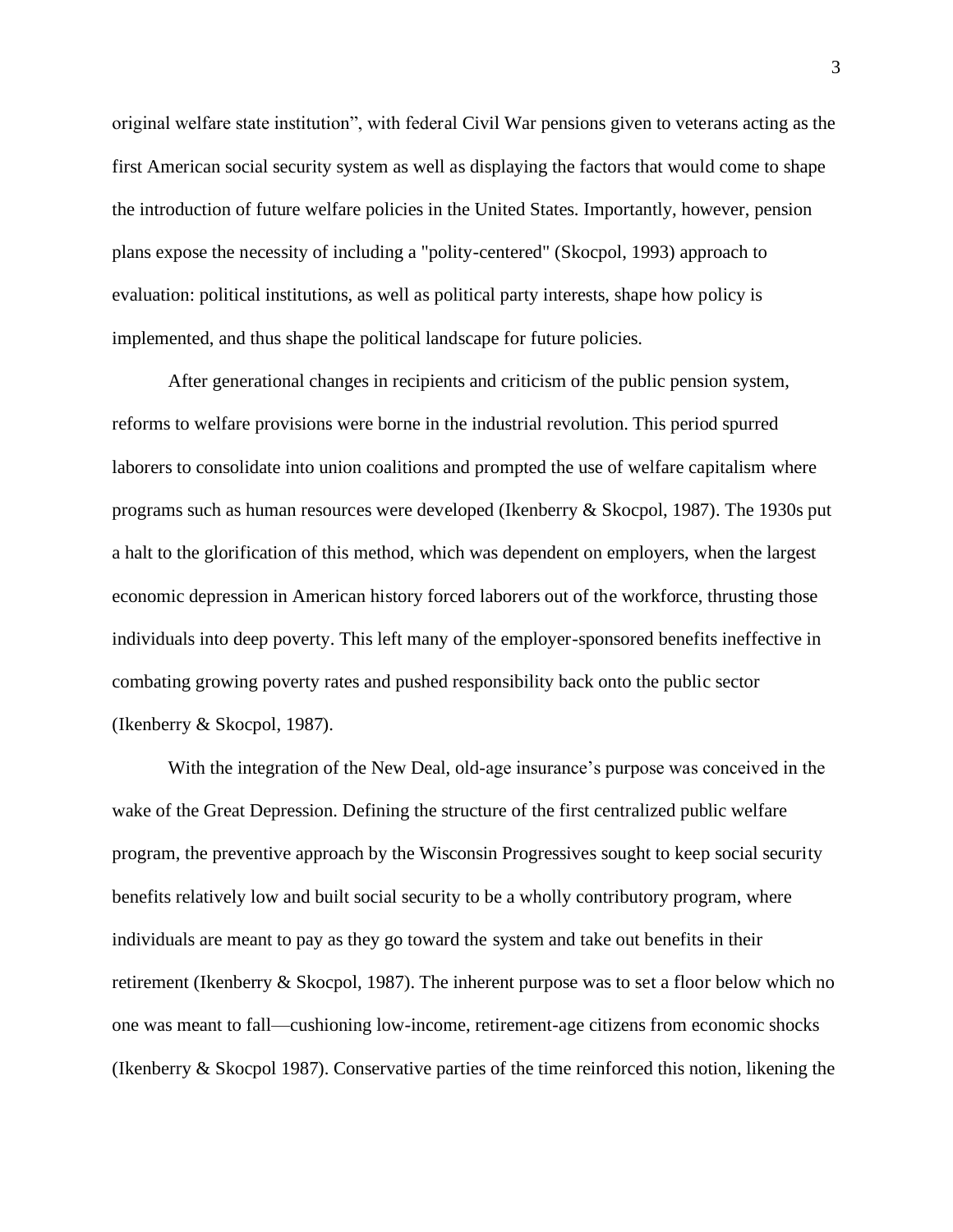original welfare state institution", with federal Civil War pensions given to veterans acting as the first American social security system as well as displaying the factors that would come to shape the introduction of future welfare policies in the United States. Importantly, however, pension plans expose the necessity of including a "polity-centered" (Skocpol, 1993) approach to evaluation: political institutions, as well as political party interests, shape how policy is implemented, and thus shape the political landscape for future policies.

After generational changes in recipients and criticism of the public pension system, reforms to welfare provisions were borne in the industrial revolution. This period spurred laborers to consolidate into union coalitions and prompted the use of welfare capitalism where programs such as human resources were developed (Ikenberry & Skocpol, 1987). The 1930s put a halt to the glorification of this method, which was dependent on employers, when the largest economic depression in American history forced laborers out of the workforce, thrusting those individuals into deep poverty. This left many of the employer-sponsored benefits ineffective in combating growing poverty rates and pushed responsibility back onto the public sector (Ikenberry & Skocpol, 1987).

With the integration of the New Deal, old-age insurance's purpose was conceived in the wake of the Great Depression. Defining the structure of the first centralized public welfare program, the preventive approach by the Wisconsin Progressives sought to keep social security benefits relatively low and built social security to be a wholly contributory program, where individuals are meant to pay as they go toward the system and take out benefits in their retirement (Ikenberry & Skocpol, 1987). The inherent purpose was to set a floor below which no one was meant to fall—cushioning low-income, retirement-age citizens from economic shocks (Ikenberry & Skocpol 1987). Conservative parties of the time reinforced this notion, likening the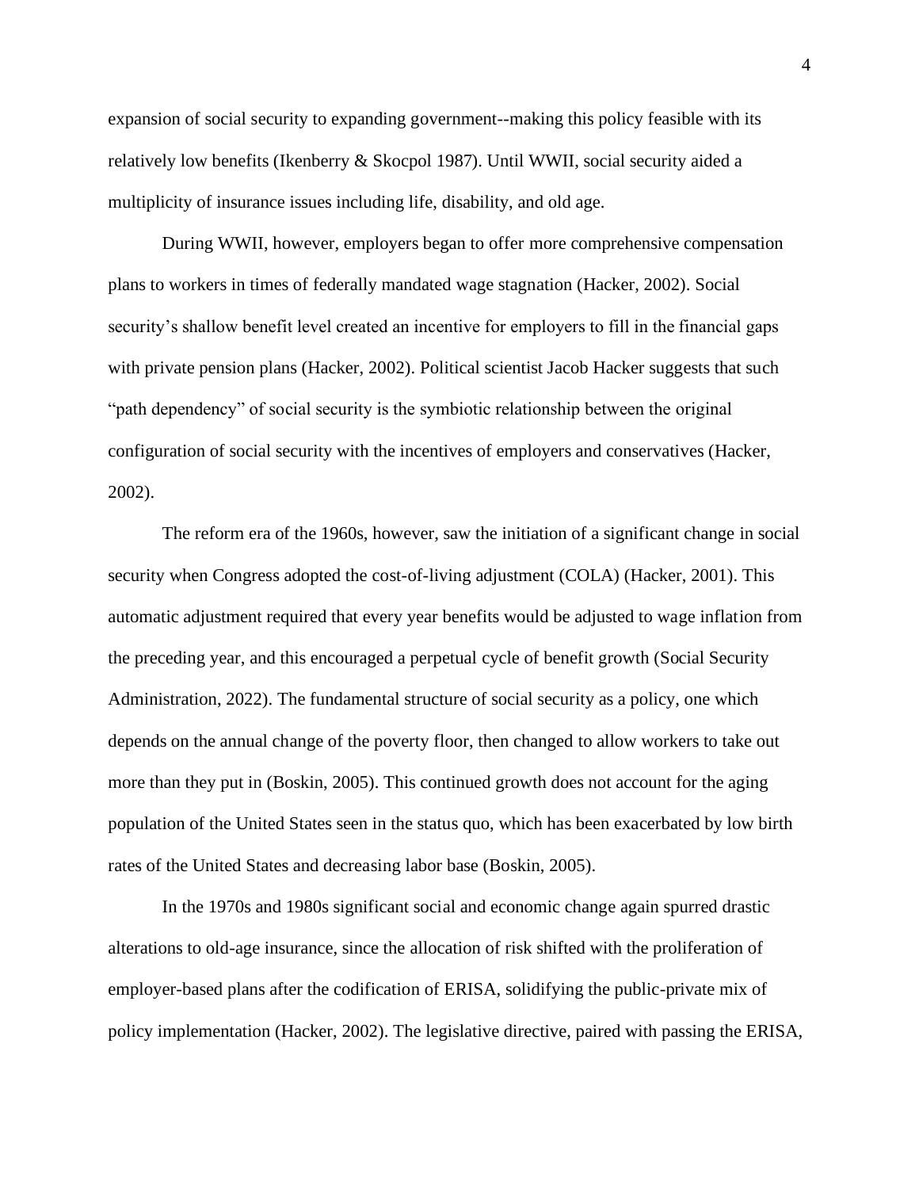expansion of social security to expanding government--making this policy feasible with its relatively low benefits (Ikenberry & Skocpol 1987). Until WWII, social security aided a multiplicity of insurance issues including life, disability, and old age.

During WWII, however, employers began to offer more comprehensive compensation plans to workers in times of federally mandated wage stagnation (Hacker, 2002). Social security's shallow benefit level created an incentive for employers to fill in the financial gaps with private pension plans (Hacker, 2002). Political scientist Jacob Hacker suggests that such "path dependency" of social security is the symbiotic relationship between the original configuration of social security with the incentives of employers and conservatives (Hacker, 2002).

The reform era of the 1960s, however, saw the initiation of a significant change in social security when Congress adopted the cost-of-living adjustment (COLA) (Hacker, 2001). This automatic adjustment required that every year benefits would be adjusted to wage inflation from the preceding year, and this encouraged a perpetual cycle of benefit growth (Social Security Administration, 2022). The fundamental structure of social security as a policy, one which depends on the annual change of the poverty floor, then changed to allow workers to take out more than they put in (Boskin, 2005). This continued growth does not account for the aging population of the United States seen in the status quo, which has been exacerbated by low birth rates of the United States and decreasing labor base (Boskin, 2005).

In the 1970s and 1980s significant social and economic change again spurred drastic alterations to old-age insurance, since the allocation of risk shifted with the proliferation of employer-based plans after the codification of ERISA, solidifying the public-private mix of policy implementation (Hacker, 2002). The legislative directive, paired with passing the ERISA,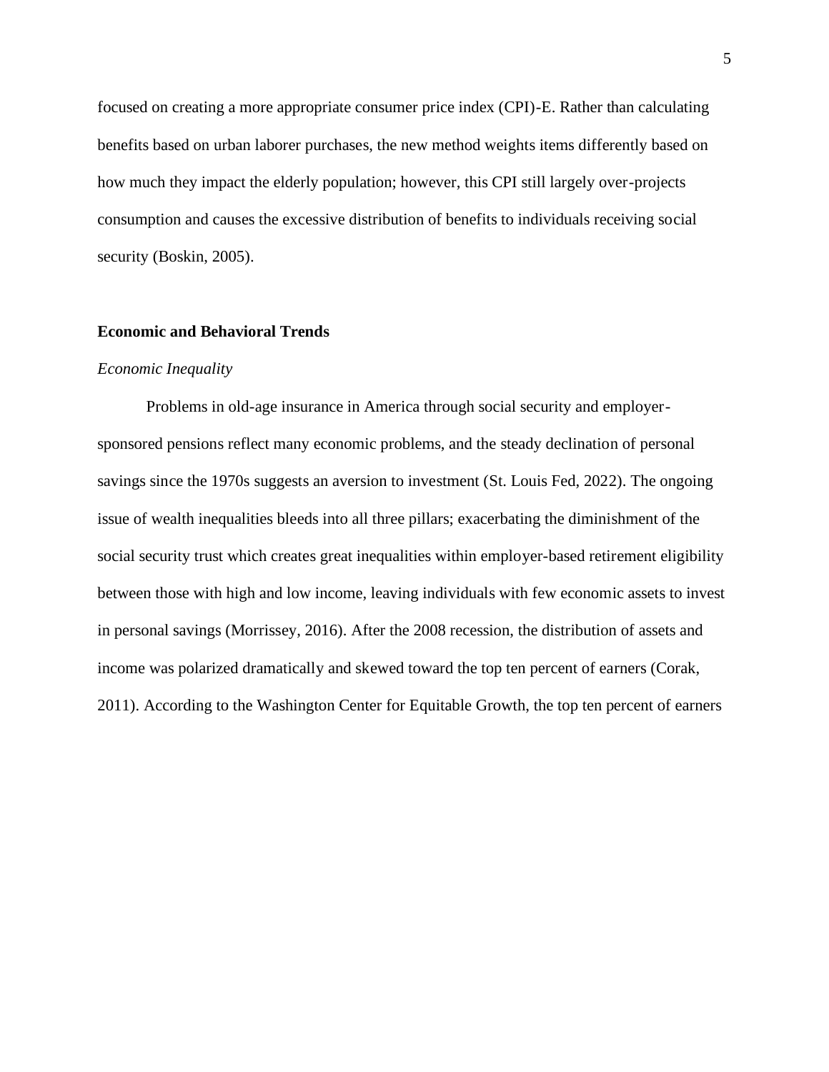focused on creating a more appropriate consumer price index (CPI)-E. Rather than calculating benefits based on urban laborer purchases, the new method weights items differently based on how much they impact the elderly population; however, this CPI still largely over-projects consumption and causes the excessive distribution of benefits to individuals receiving social security (Boskin, 2005).

## Economic and Behavioral Trends

### *Economic Inequality*

Problems in old-age insurance in America through social security and employer-sponsored pensions reflect many economic problems, and the steady declination of personal savings since the 1970s suggests an aversion to investment (St. Louis Fed, 2022). The ongoing issue of wealth inequalities bleeds into all three pillars; exacerbating the diminishment of the social security trust which creates great inequalities within employer-based retirement eligibility between those with high and low income, leaving individuals with few economic assets to invest in personal savings (Morrissey, 2016). After the 2008 recession, the distribution of assets and income was polarized dramatically and skewed toward the top ten percent of earners (Corak, 2011). According to the Washington Center for Equitable Growth, the top ten percent of earners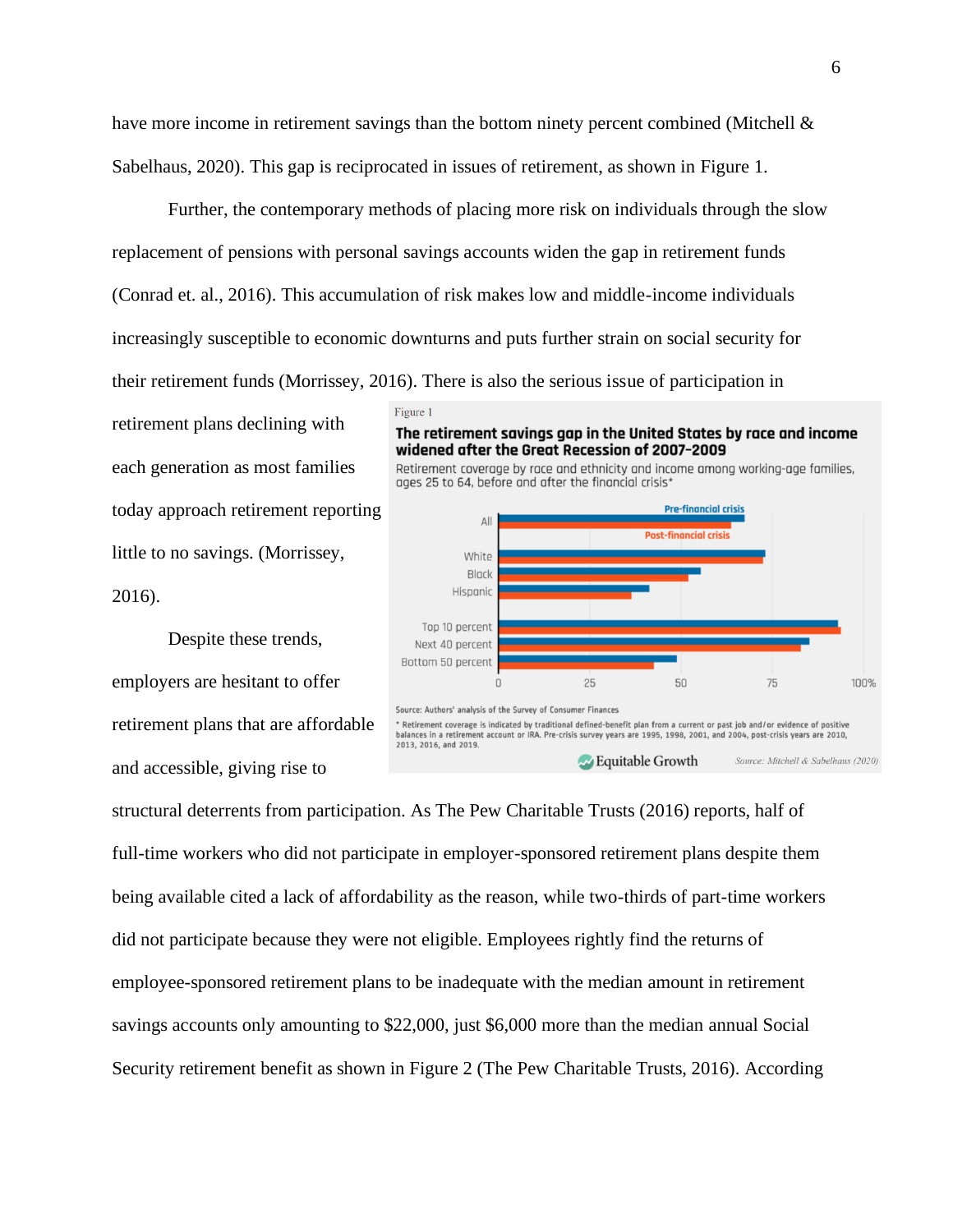have more income in retirement savings than the bottom ninety percent combined (Mitchell & Sabelhaus, 2020). This gap is reciprocated in issues of retirement, as shown in Figure 1.

Further, the contemporary methods of placing more risk on individuals through the slow replacement of pensions with personal savings accounts widen the gap in retirement funds (Conrad et. al., 2016). This accumulation of risk makes low and middle-income individuals increasingly susceptible to economic downturns and puts further strain on social security for their retirement funds (Morrissey, 2016). There is also the serious issue of participation in retirement plans declining with each generation as most families today approach retirement reporting little to no savings. (Morrissey, 2016).

Figure 1

**The retirement savings gap in the United States by race and income widened after the Great Recession of 2007-2009**

Retirement coverage by race and ethnicity and income among working-age families, ages 25 to 64, before and after the financial crisis*

Source: Authors' analysis of the Survey of Consumer Finances

* Retirement coverage is indicated by traditional defined-benefit plan from a current or past job and/or evidence of positive balances in a retirement account or IRA. Pre-crisis survey years are 1995, 1998, 2001, and 2004, post-crisis years are 2010, 2013, 2016, and 2019.

Equitable Growth

Source: Mitchell & Sabelhaus (2020)

Despite these trends, employers are hesitant to offer retirement plans that are affordable and accessible, giving rise to structural deterrents from participation. As The Pew Charitable Trusts (2016) reports, half of full-time workers who did not participate in employer-sponsored retirement plans despite them being available cited a lack of affordability as the reason, while two-thirds of part-time workers did not participate because they were not eligible. Employees rightly find the returns of employee-sponsored retirement plans to be inadequate with the median amount in retirement savings accounts only amounting to $22,000, just $6,000 more than the median annual Social Security retirement benefit as shown in Figure 2 (The Pew Charitable Trusts, 2016). According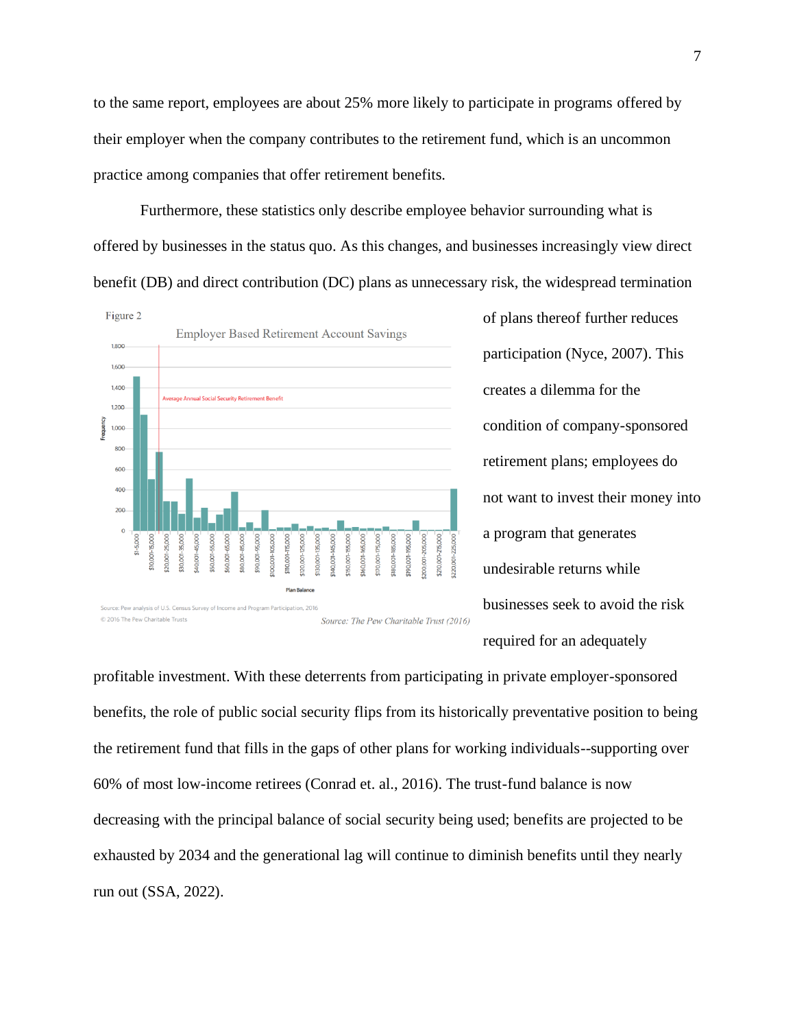to the same report, employees are about 25% more likely to participate in programs offered by their employer when the company contributes to the retirement fund, which is an uncommon practice among companies that offer retirement benefits.

Furthermore, these statistics only describe employee behavior surrounding what is offered by businesses in the status quo. As this changes, and businesses increasingly view direct benefit (DB) and direct contribution (DC) plans as unnecessary risk, the widespread termination of plans thereof further reduces participation (Nyce, 2007). This creates a dilemma for the condition of company-sponsored retirement plans; employees do not want to invest their money into a program that generates undesirable returns while businesses seek to avoid the risk required for an adequately profitable investment. With these deterrents from participating in private employer-sponsored benefits, the role of public social security flips from its historically preventative position to being the retirement fund that fills in the gaps of other plans for working individuals--supporting over 60% of most low-income retirees (Conrad et. al., 2016). The trust-fund balance is now decreasing with the principal balance of social security being used; benefits are projected to be exhausted by 2034 and the generational lag will continue to diminish benefits until they nearly run out (SSA, 2022).

Figure 2

Employer Based Retirement Account Savings

Source: Pew analysis of U.S. Census Survey of Income and Program Participation, 2016
© 2016 The Pew Charitable Trusts

*Source: The Pew Charitable Trust (2016)*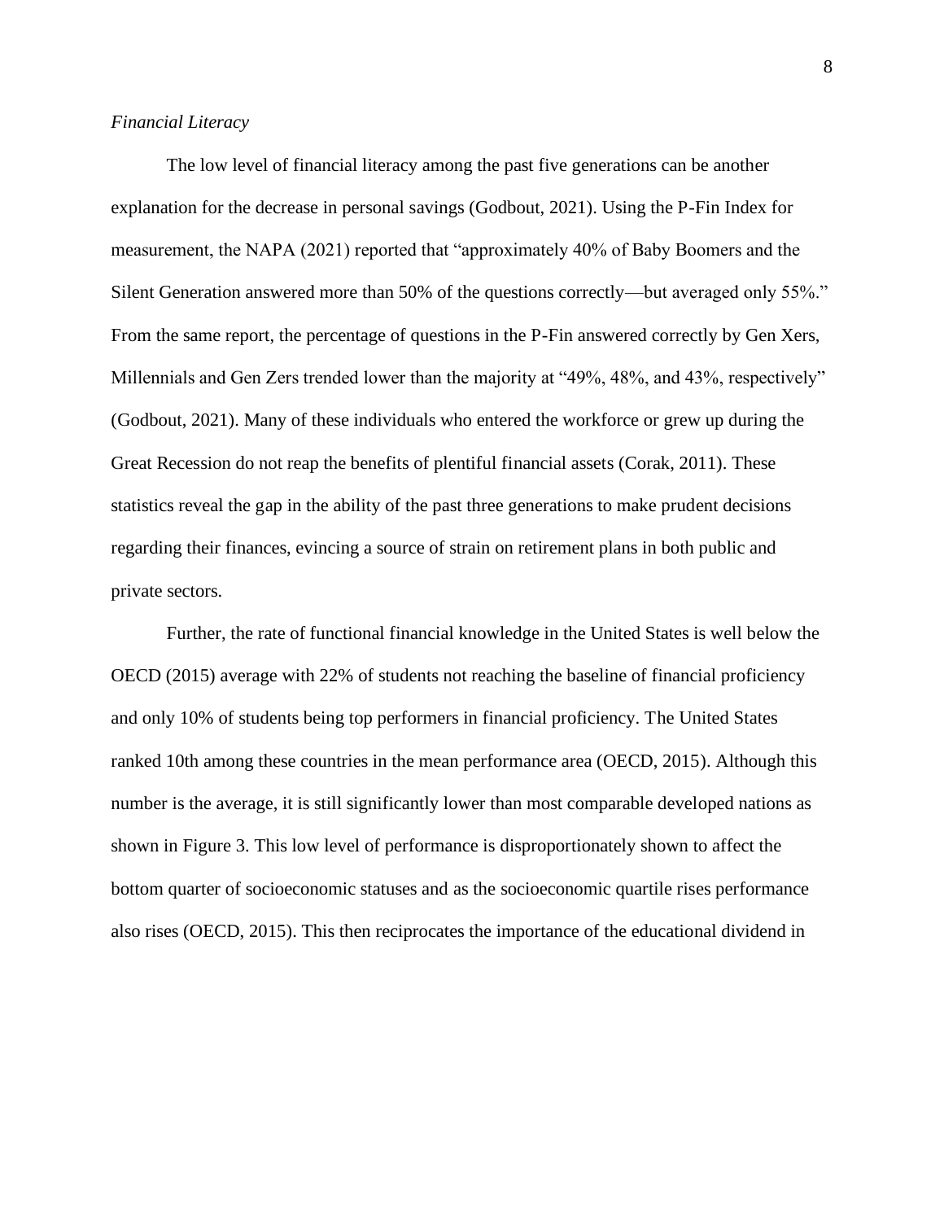*Financial Literacy*

The low level of financial literacy among the past five generations can be another explanation for the decrease in personal savings (Godbout, 2021). Using the P-Fin Index for measurement, the NAPA (2021) reported that "approximately 40% of Baby Boomers and the Silent Generation answered more than 50% of the questions correctly—but averaged only 55%." From the same report, the percentage of questions in the P-Fin answered correctly by Gen Xers, Millennials and Gen Zers trended lower than the majority at "49%, 48%, and 43%, respectively" (Godbout, 2021). Many of these individuals who entered the workforce or grew up during the Great Recession do not reap the benefits of plentiful financial assets (Corak, 2011). These statistics reveal the gap in the ability of the past three generations to make prudent decisions regarding their finances, evincing a source of strain on retirement plans in both public and private sectors.

Further, the rate of functional financial knowledge in the United States is well below the OECD (2015) average with 22% of students not reaching the baseline of financial proficiency and only 10% of students being top performers in financial proficiency. The United States ranked 10th among these countries in the mean performance area (OECD, 2015). Although this number is the average, it is still significantly lower than most comparable developed nations as shown in Figure 3. This low level of performance is disproportionately shown to affect the bottom quarter of socioeconomic statuses and as the socioeconomic quartile rises performance also rises (OECD, 2015). This then reciprocates the importance of the educational dividend in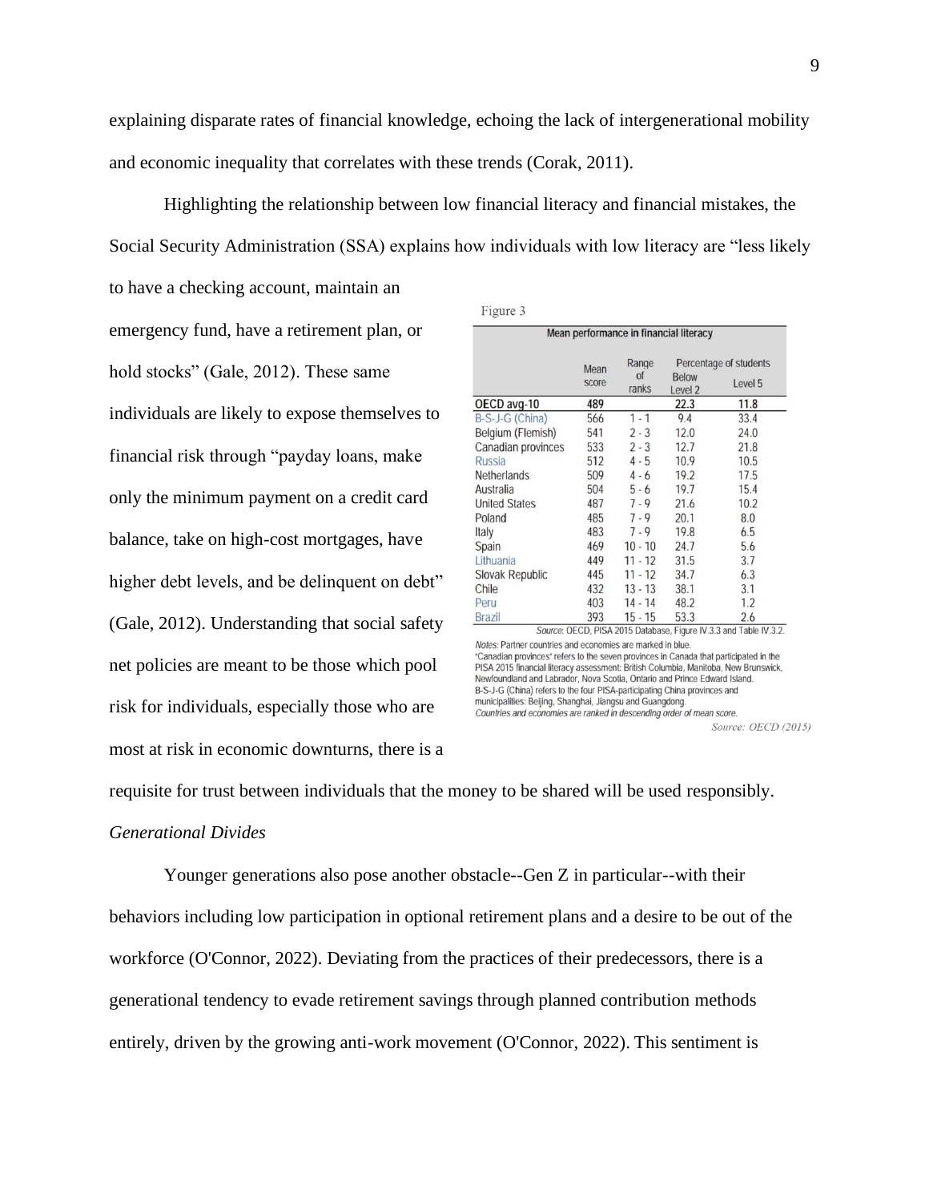explaining disparate rates of financial knowledge, echoing the lack of intergenerational mobility and economic inequality that correlates with these trends (Corak, 2011).

Highlighting the relationship between low financial literacy and financial mistakes, the Social Security Administration (SSA) explains how individuals with low literacy are "less likely to have a checking account, maintain an emergency fund, have a retirement plan, or hold stocks" (Gale, 2012). These same individuals are likely to expose themselves to financial risk through "payday loans, make only the minimum payment on a credit card balance, take on high-cost mortgages, have higher debt levels, and be delinquent on debt" (Gale, 2012). Understanding that social safety net policies are meant to be those which pool risk for individuals, especially those who are most at risk in economic downturns, there is a requisite for trust between individuals that the money to be shared will be used responsibly.

Figure 3

Mean performance in financial literacy

| | Mean score | Range of ranks | Percentage of students | |
|---|---|---|---|---|
| | | | Below Level 2 | Level 5 |
| OECD avg-10 | 489 | | 22.3 | 11.8 |
| B-S-J-G (China) | 566 | 1 - 1 | 9.4 | 33.4 |
| Belgium (Flemish) | 541 | 2 - 3 | 12.0 | 24.0 |
| Canadian provinces | 533 | 2 - 3 | 12.7 | 21.8 |
| Russia | 512 | 4 - 5 | 10.9 | 10.5 |
| Netherlands | 509 | 4 - 6 | 19.2 | 17.5 |
| Australia | 504 | 5 - 6 | 19.7 | 15.4 |
| United States | 487 | 7 - 9 | 21.6 | 10.2 |
| Poland | 485 | 7 - 9 | 20.1 | 8.0 |
| Italy | 483 | 7 - 9 | 19.8 | 6.5 |
| Spain | 469 | 10 - 10 | 24.7 | 5.6 |
| Lithuania | 449 | 11 - 12 | 31.5 | 3.7 |
| Slovak Republic | 445 | 11 - 12 | 34.7 | 6.3 |
| Chile | 432 | 13 - 13 | 38.1 | 3.1 |
| Peru | 403 | 14 - 14 | 48.2 | 1.2 |
| Brazil | 393 | 15 - 15 | 53.3 | 2.6 |

*Source:* OECD, PISA 2015 Database, Figure IV.3.3 and Table IV.3.2.

*Notes:* Partner countries and economies are marked in blue.
*Canadian provinces* refers to the seven provinces in Canada that participated in the PISA 2015 financial literacy assessment: British Columbia, Manitoba, New Brunswick, Newfoundland and Labrador, Nova Scotia, Ontario and Prince Edward Island.
B-S-J-G (China) refers to the four PISA-participating China provinces and municipalities: Beijing, Shanghai, Jiangsu and Guangdong.
*Countries and economies are ranked in descending order of mean score.*

*Source: OECD (2015)*

*Generational Divides*

Younger generations also pose another obstacle--Gen Z in particular--with their behaviors including low participation in optional retirement plans and a desire to be out of the workforce (O'Connor, 2022). Deviating from the practices of their predecessors, there is a generational tendency to evade retirement savings through planned contribution methods entirely, driven by the growing anti-work movement (O'Connor, 2022). This sentiment is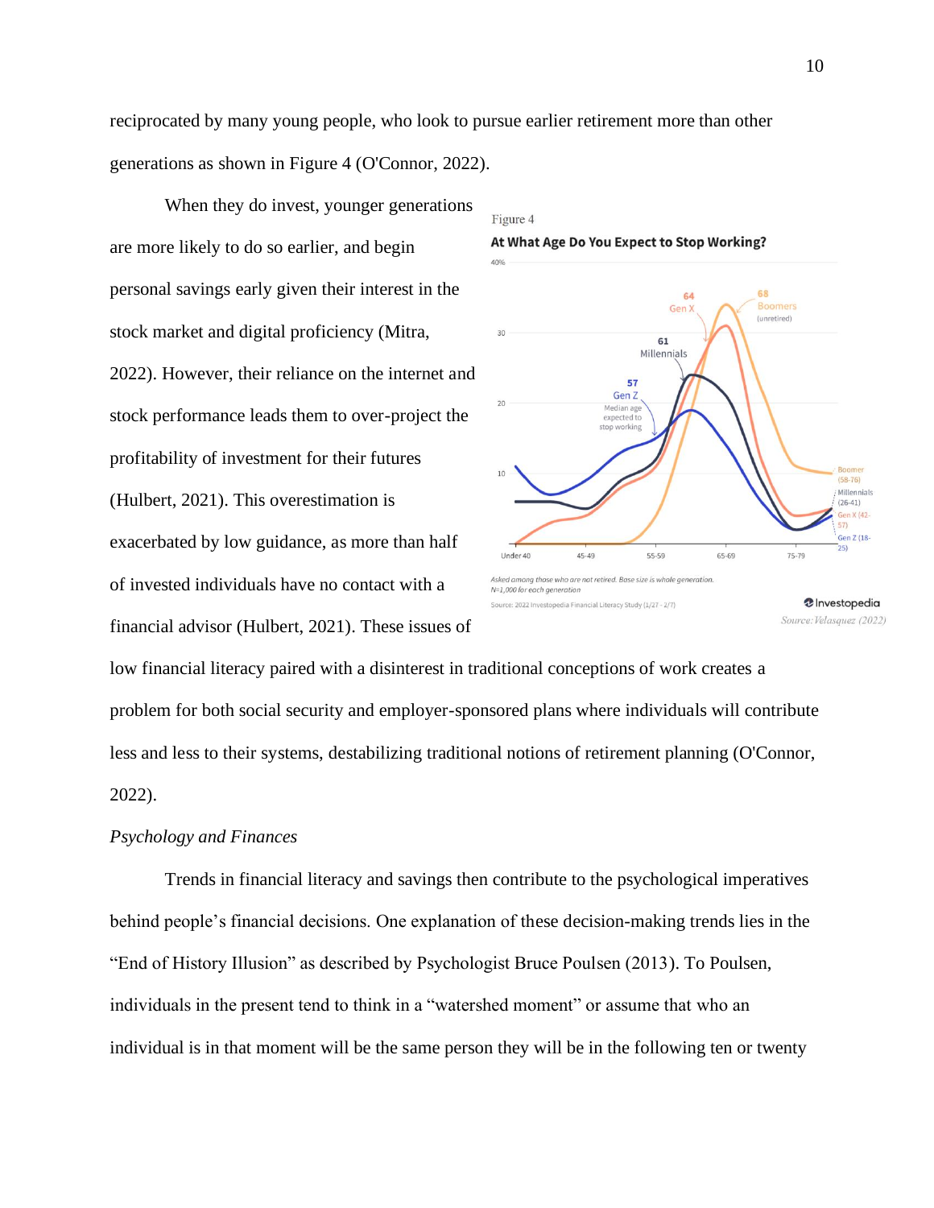reciprocated by many young people, who look to pursue earlier retirement more than other generations as shown in Figure 4 (O'Connor, 2022).

When they do invest, younger generations are more likely to do so earlier, and begin personal savings early given their interest in the stock market and digital proficiency (Mitra, 2022). However, their reliance on the internet and stock performance leads them to over-project the profitability of investment for their futures (Hulbert, 2021). This overestimation is exacerbated by low guidance, as more than half of invested individuals have no contact with a financial advisor (Hulbert, 2021). These issues of low financial literacy paired with a disinterest in traditional conceptions of work creates a problem for both social security and employer-sponsored plans where individuals will contribute less and less to their systems, destabilizing traditional notions of retirement planning (O'Connor, 2022).

Figure 4

Source: Velasquez (2022)

*Psychology and Finances*

Trends in financial literacy and savings then contribute to the psychological imperatives behind people's financial decisions. One explanation of these decision-making trends lies in the "End of History Illusion" as described by Psychologist Bruce Poulsen (2013). To Poulsen, individuals in the present tend to think in a "watershed moment" or assume that who an individual is in that moment will be the same person they will be in the following ten or twenty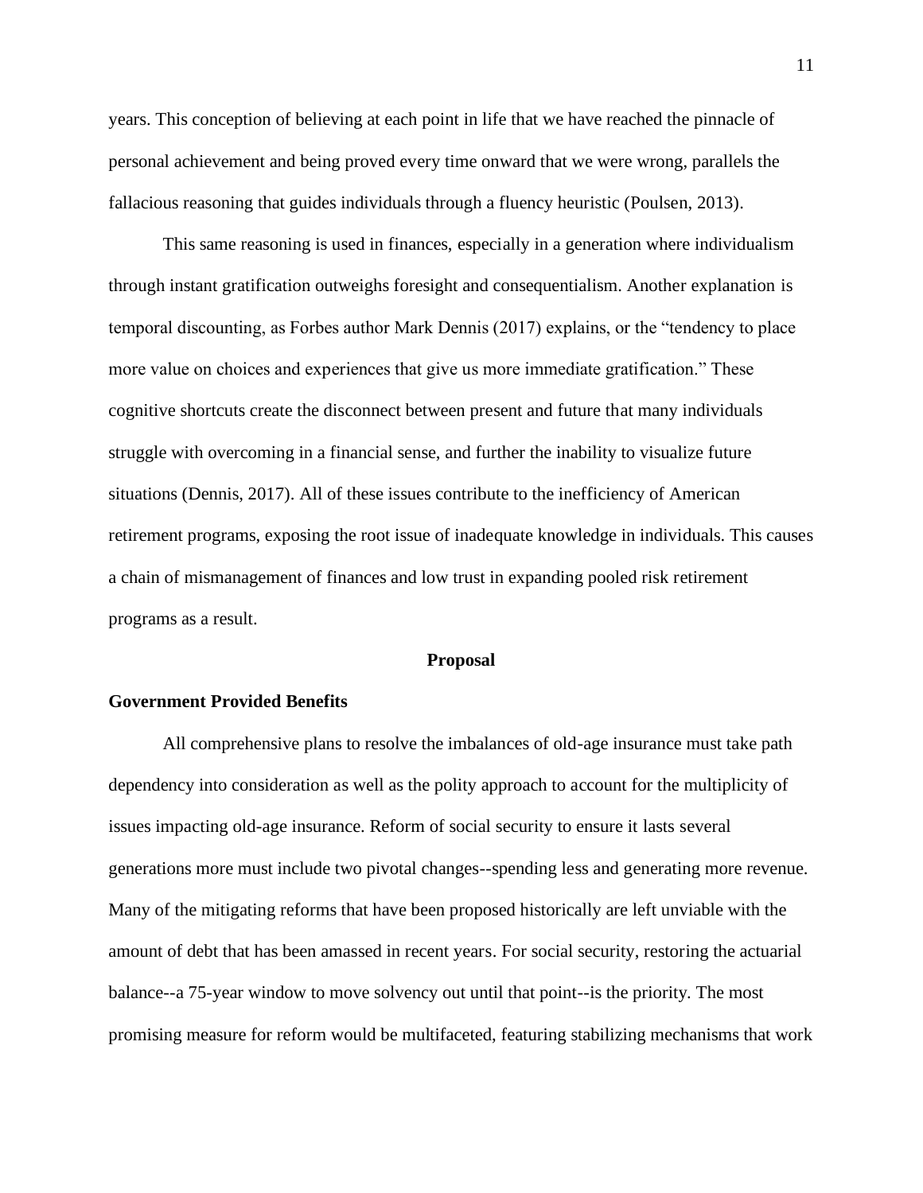years. This conception of believing at each point in life that we have reached the pinnacle of personal achievement and being proved every time onward that we were wrong, parallels the fallacious reasoning that guides individuals through a fluency heuristic (Poulsen, 2013).

This same reasoning is used in finances, especially in a generation where individualism through instant gratification outweighs foresight and consequentialism. Another explanation is temporal discounting, as Forbes author Mark Dennis (2017) explains, or the "tendency to place more value on choices and experiences that give us more immediate gratification." These cognitive shortcuts create the disconnect between present and future that many individuals struggle with overcoming in a financial sense, and further the inability to visualize future situations (Dennis, 2017). All of these issues contribute to the inefficiency of American retirement programs, exposing the root issue of inadequate knowledge in individuals. This causes a chain of mismanagement of finances and low trust in expanding pooled risk retirement programs as a result.

## Proposal

### Government Provided Benefits

All comprehensive plans to resolve the imbalances of old-age insurance must take path dependency into consideration as well as the polity approach to account for the multiplicity of issues impacting old-age insurance. Reform of social security to ensure it lasts several generations more must include two pivotal changes--spending less and generating more revenue. Many of the mitigating reforms that have been proposed historically are left unviable with the amount of debt that has been amassed in recent years. For social security, restoring the actuarial balance--a 75-year window to move solvency out until that point--is the priority. The most promising measure for reform would be multifaceted, featuring stabilizing mechanisms that work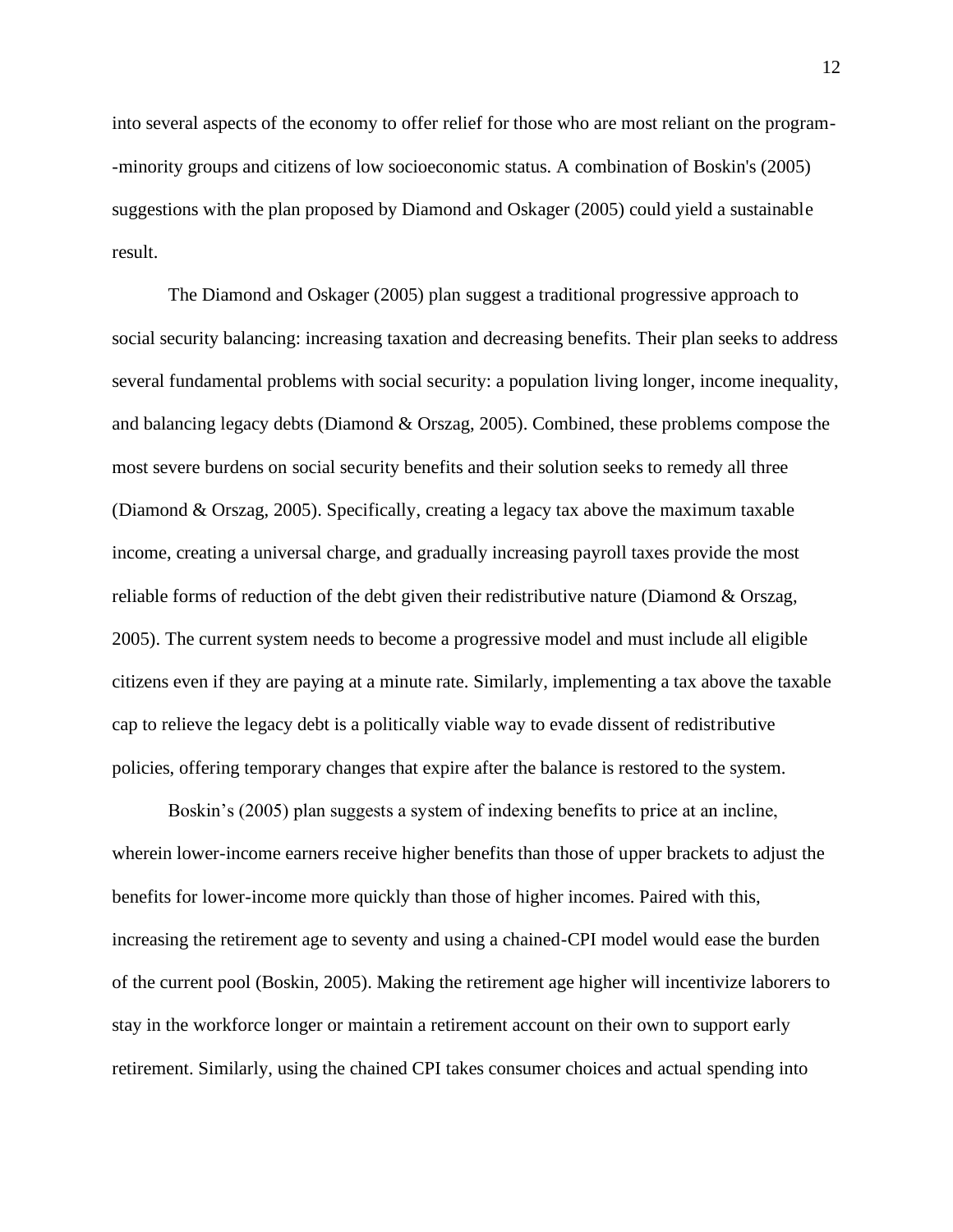into several aspects of the economy to offer relief for those who are most reliant on the program--minority groups and citizens of low socioeconomic status. A combination of Boskin's (2005) suggestions with the plan proposed by Diamond and Oskager (2005) could yield a sustainable result.

The Diamond and Oskager (2005) plan suggest a traditional progressive approach to social security balancing: increasing taxation and decreasing benefits. Their plan seeks to address several fundamental problems with social security: a population living longer, income inequality, and balancing legacy debts (Diamond & Orszag, 2005). Combined, these problems compose the most severe burdens on social security benefits and their solution seeks to remedy all three (Diamond & Orszag, 2005). Specifically, creating a legacy tax above the maximum taxable income, creating a universal charge, and gradually increasing payroll taxes provide the most reliable forms of reduction of the debt given their redistributive nature (Diamond & Orszag, 2005). The current system needs to become a progressive model and must include all eligible citizens even if they are paying at a minute rate. Similarly, implementing a tax above the taxable cap to relieve the legacy debt is a politically viable way to evade dissent of redistributive policies, offering temporary changes that expire after the balance is restored to the system.

Boskin's (2005) plan suggests a system of indexing benefits to price at an incline, wherein lower-income earners receive higher benefits than those of upper brackets to adjust the benefits for lower-income more quickly than those of higher incomes. Paired with this, increasing the retirement age to seventy and using a chained-CPI model would ease the burden of the current pool (Boskin, 2005). Making the retirement age higher will incentivize laborers to stay in the workforce longer or maintain a retirement account on their own to support early retirement. Similarly, using the chained CPI takes consumer choices and actual spending into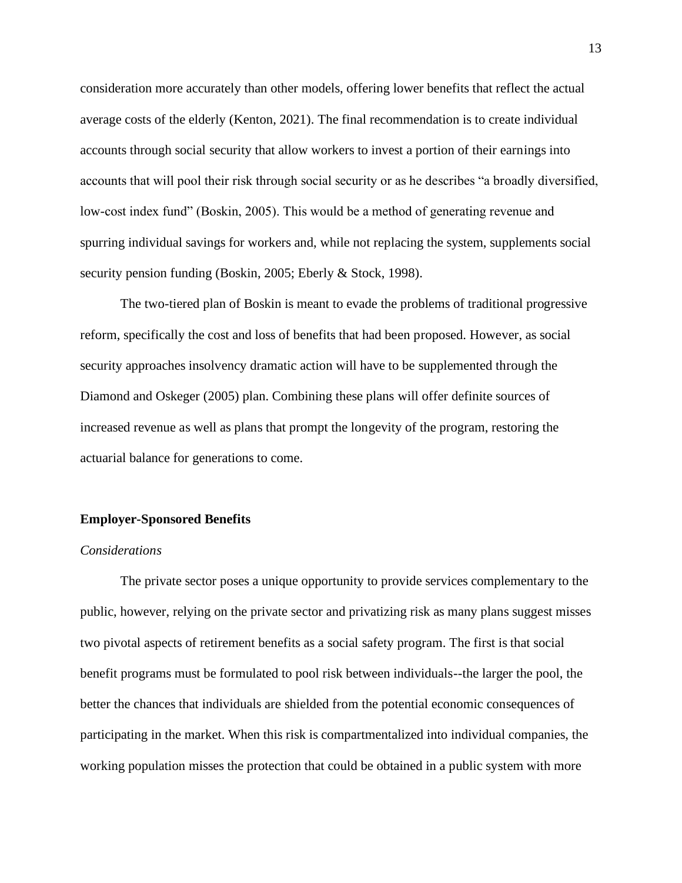consideration more accurately than other models, offering lower benefits that reflect the actual average costs of the elderly (Kenton, 2021). The final recommendation is to create individual accounts through social security that allow workers to invest a portion of their earnings into accounts that will pool their risk through social security or as he describes "a broadly diversified, low-cost index fund" (Boskin, 2005). This would be a method of generating revenue and spurring individual savings for workers and, while not replacing the system, supplements social security pension funding (Boskin, 2005; Eberly & Stock, 1998).

The two-tiered plan of Boskin is meant to evade the problems of traditional progressive reform, specifically the cost and loss of benefits that had been proposed. However, as social security approaches insolvency dramatic action will have to be supplemented through the Diamond and Oskeger (2005) plan. Combining these plans will offer definite sources of increased revenue as well as plans that prompt the longevity of the program, restoring the actuarial balance for generations to come.

## Employer-Sponsored Benefits

### *Considerations*

The private sector poses a unique opportunity to provide services complementary to the public, however, relying on the private sector and privatizing risk as many plans suggest misses two pivotal aspects of retirement benefits as a social safety program. The first is that social benefit programs must be formulated to pool risk between individuals--the larger the pool, the better the chances that individuals are shielded from the potential economic consequences of participating in the market. When this risk is compartmentalized into individual companies, the working population misses the protection that could be obtained in a public system with more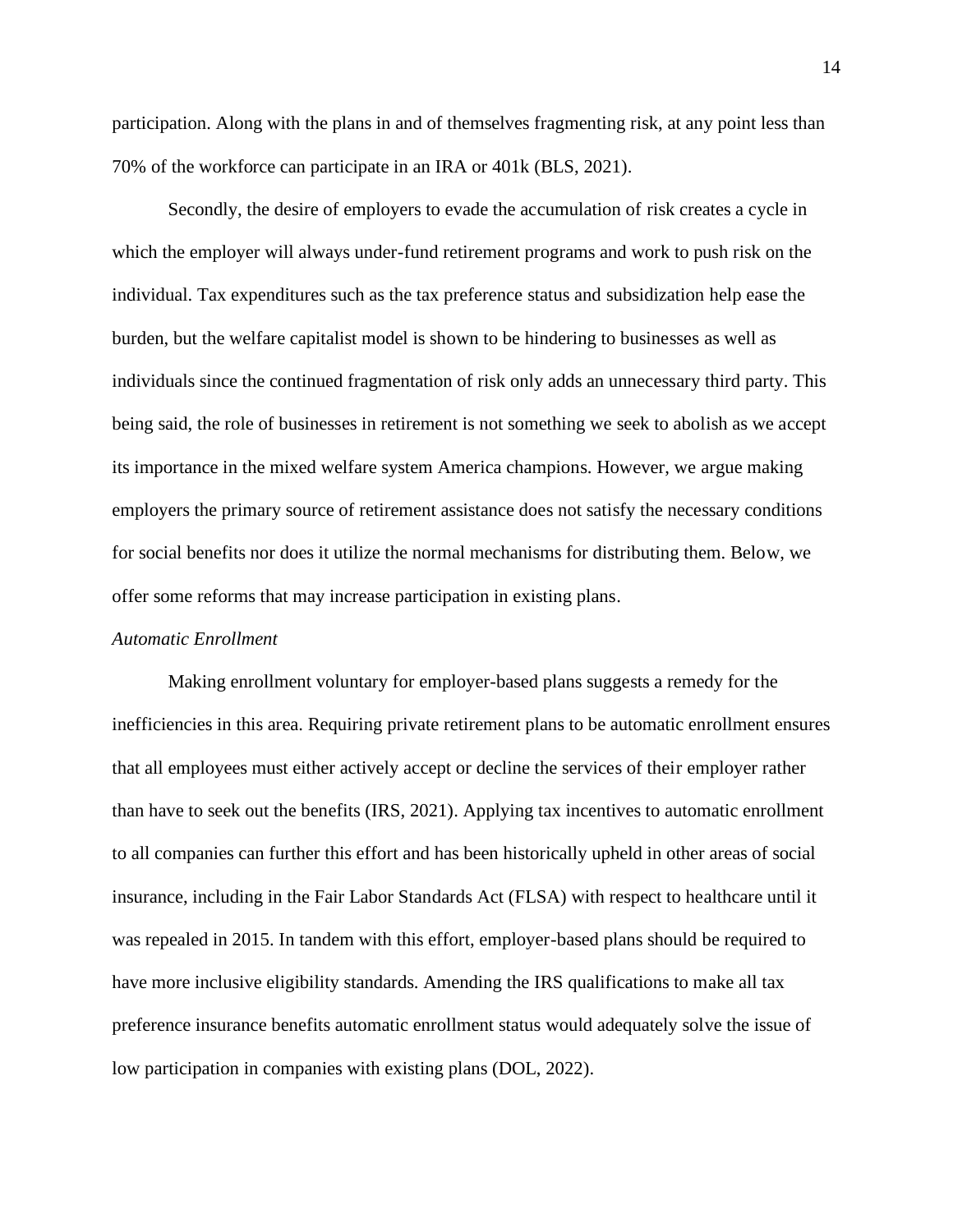participation. Along with the plans in and of themselves fragmenting risk, at any point less than 70% of the workforce can participate in an IRA or 401k (BLS, 2021).

Secondly, the desire of employers to evade the accumulation of risk creates a cycle in which the employer will always under-fund retirement programs and work to push risk on the individual. Tax expenditures such as the tax preference status and subsidization help ease the burden, but the welfare capitalist model is shown to be hindering to businesses as well as individuals since the continued fragmentation of risk only adds an unnecessary third party. This being said, the role of businesses in retirement is not something we seek to abolish as we accept its importance in the mixed welfare system America champions. However, we argue making employers the primary source of retirement assistance does not satisfy the necessary conditions for social benefits nor does it utilize the normal mechanisms for distributing them. Below, we offer some reforms that may increase participation in existing plans.

*Automatic Enrollment*

Making enrollment voluntary for employer-based plans suggests a remedy for the inefficiencies in this area. Requiring private retirement plans to be automatic enrollment ensures that all employees must either actively accept or decline the services of their employer rather than have to seek out the benefits (IRS, 2021). Applying tax incentives to automatic enrollment to all companies can further this effort and has been historically upheld in other areas of social insurance, including in the Fair Labor Standards Act (FLSA) with respect to healthcare until it was repealed in 2015. In tandem with this effort, employer-based plans should be required to have more inclusive eligibility standards. Amending the IRS qualifications to make all tax preference insurance benefits automatic enrollment status would adequately solve the issue of low participation in companies with existing plans (DOL, 2022).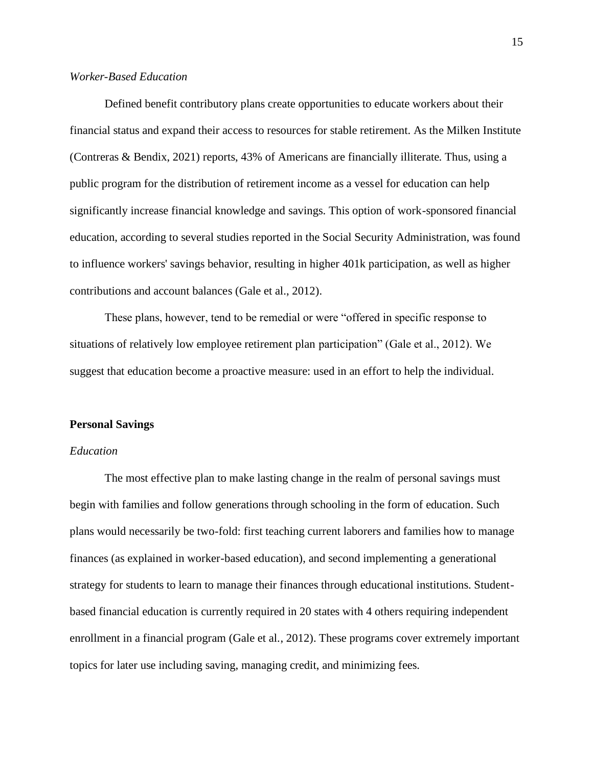*Worker-Based Education*

Defined benefit contributory plans create opportunities to educate workers about their financial status and expand their access to resources for stable retirement. As the Milken Institute (Contreras & Bendix, 2021) reports, 43% of Americans are financially illiterate. Thus, using a public program for the distribution of retirement income as a vessel for education can help significantly increase financial knowledge and savings. This option of work-sponsored financial education, according to several studies reported in the Social Security Administration, was found to influence workers' savings behavior, resulting in higher 401k participation, as well as higher contributions and account balances (Gale et al., 2012).

These plans, however, tend to be remedial or were "offered in specific response to situations of relatively low employee retirement plan participation" (Gale et al., 2012). We suggest that education become a proactive measure: used in an effort to help the individual.

## Personal Savings

*Education*

The most effective plan to make lasting change in the realm of personal savings must begin with families and follow generations through schooling in the form of education. Such plans would necessarily be two-fold: first teaching current laborers and families how to manage finances (as explained in worker-based education), and second implementing a generational strategy for students to learn to manage their finances through educational institutions. Student-based financial education is currently required in 20 states with 4 others requiring independent enrollment in a financial program (Gale et al., 2012). These programs cover extremely important topics for later use including saving, managing credit, and minimizing fees.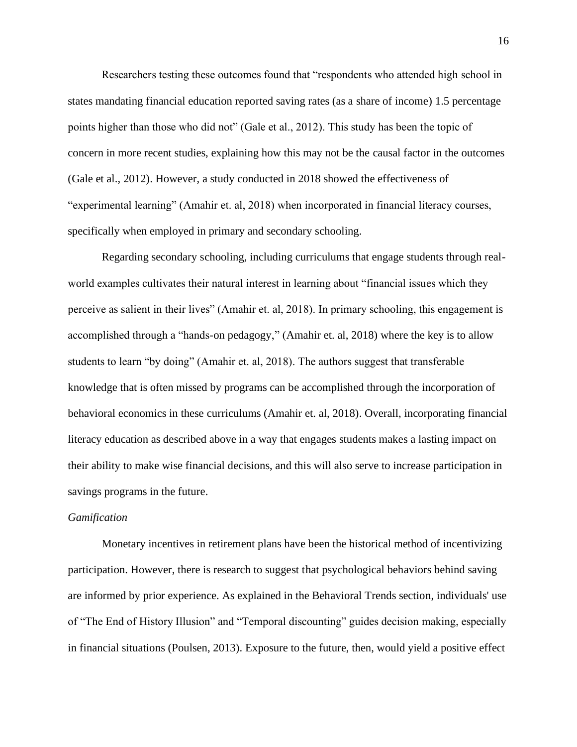Researchers testing these outcomes found that "respondents who attended high school in states mandating financial education reported saving rates (as a share of income) 1.5 percentage points higher than those who did not" (Gale et al., 2012). This study has been the topic of concern in more recent studies, explaining how this may not be the causal factor in the outcomes (Gale et al., 2012). However, a study conducted in 2018 showed the effectiveness of "experimental learning" (Amahir et. al, 2018) when incorporated in financial literacy courses, specifically when employed in primary and secondary schooling.

Regarding secondary schooling, including curriculums that engage students through real-world examples cultivates their natural interest in learning about "financial issues which they perceive as salient in their lives" (Amahir et. al, 2018). In primary schooling, this engagement is accomplished through a "hands-on pedagogy," (Amahir et. al, 2018) where the key is to allow students to learn "by doing" (Amahir et. al, 2018). The authors suggest that transferable knowledge that is often missed by programs can be accomplished through the incorporation of behavioral economics in these curriculums (Amahir et. al, 2018). Overall, incorporating financial literacy education as described above in a way that engages students makes a lasting impact on their ability to make wise financial decisions, and this will also serve to increase participation in savings programs in the future.

*Gamification*

Monetary incentives in retirement plans have been the historical method of incentivizing participation. However, there is research to suggest that psychological behaviors behind saving are informed by prior experience. As explained in the Behavioral Trends section, individuals' use of "The End of History Illusion" and "Temporal discounting" guides decision making, especially in financial situations (Poulsen, 2013). Exposure to the future, then, would yield a positive effect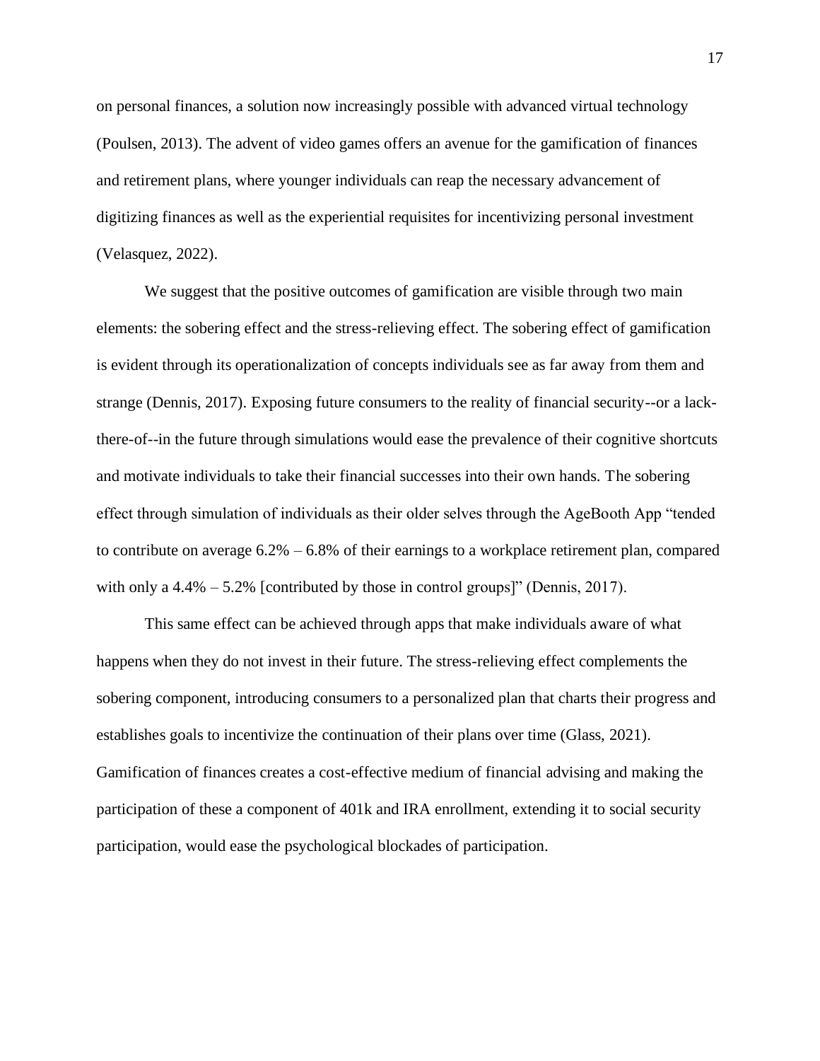on personal finances, a solution now increasingly possible with advanced virtual technology (Poulsen, 2013). The advent of video games offers an avenue for the gamification of finances and retirement plans, where younger individuals can reap the necessary advancement of digitizing finances as well as the experiential requisites for incentivizing personal investment (Velasquez, 2022).

We suggest that the positive outcomes of gamification are visible through two main elements: the sobering effect and the stress-relieving effect. The sobering effect of gamification is evident through its operationalization of concepts individuals see as far away from them and strange (Dennis, 2017). Exposing future consumers to the reality of financial security--or a lack-there-of--in the future through simulations would ease the prevalence of their cognitive shortcuts and motivate individuals to take their financial successes into their own hands. The sobering effect through simulation of individuals as their older selves through the AgeBooth App "tended to contribute on average 6.2% – 6.8% of their earnings to a workplace retirement plan, compared with only a 4.4% – 5.2% [contributed by those in control groups]" (Dennis, 2017).

This same effect can be achieved through apps that make individuals aware of what happens when they do not invest in their future. The stress-relieving effect complements the sobering component, introducing consumers to a personalized plan that charts their progress and establishes goals to incentivize the continuation of their plans over time (Glass, 2021). Gamification of finances creates a cost-effective medium of financial advising and making the participation of these a component of 401k and IRA enrollment, extending it to social security participation, would ease the psychological blockades of participation.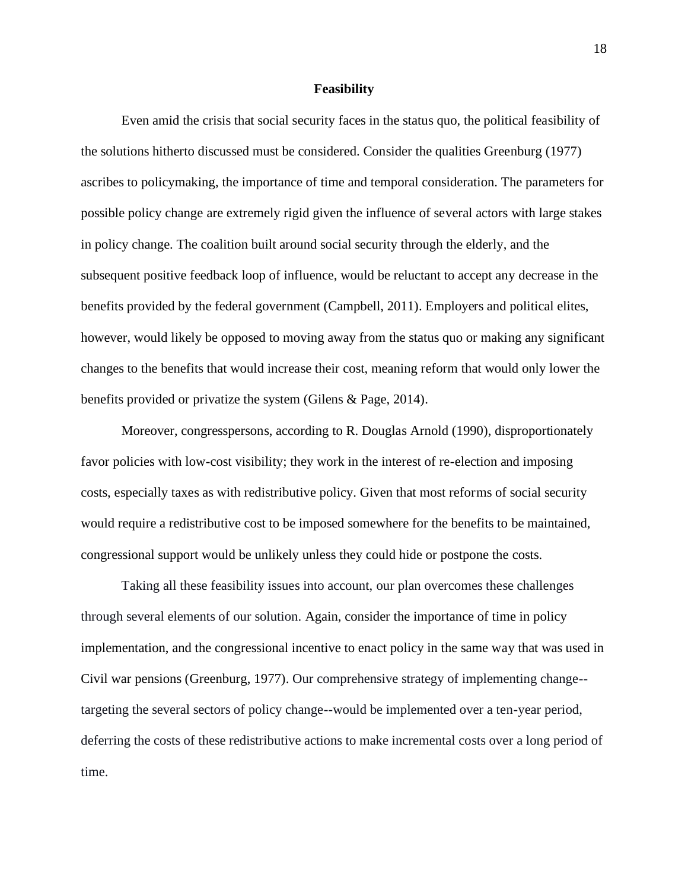## Feasibility

Even amid the crisis that social security faces in the status quo, the political feasibility of the solutions hitherto discussed must be considered. Consider the qualities Greenburg (1977) ascribes to policymaking, the importance of time and temporal consideration. The parameters for possible policy change are extremely rigid given the influence of several actors with large stakes in policy change. The coalition built around social security through the elderly, and the subsequent positive feedback loop of influence, would be reluctant to accept any decrease in the benefits provided by the federal government (Campbell, 2011). Employers and political elites, however, would likely be opposed to moving away from the status quo or making any significant changes to the benefits that would increase their cost, meaning reform that would only lower the benefits provided or privatize the system (Gilens & Page, 2014).

Moreover, congresspersons, according to R. Douglas Arnold (1990), disproportionately favor policies with low-cost visibility; they work in the interest of re-election and imposing costs, especially taxes as with redistributive policy. Given that most reforms of social security would require a redistributive cost to be imposed somewhere for the benefits to be maintained, congressional support would be unlikely unless they could hide or postpone the costs.

Taking all these feasibility issues into account, our plan overcomes these challenges through several elements of our solution. Again, consider the importance of time in policy implementation, and the congressional incentive to enact policy in the same way that was used in Civil war pensions (Greenburg, 1977). Our comprehensive strategy of implementing change--targeting the several sectors of policy change--would be implemented over a ten-year period, deferring the costs of these redistributive actions to make incremental costs over a long period of time.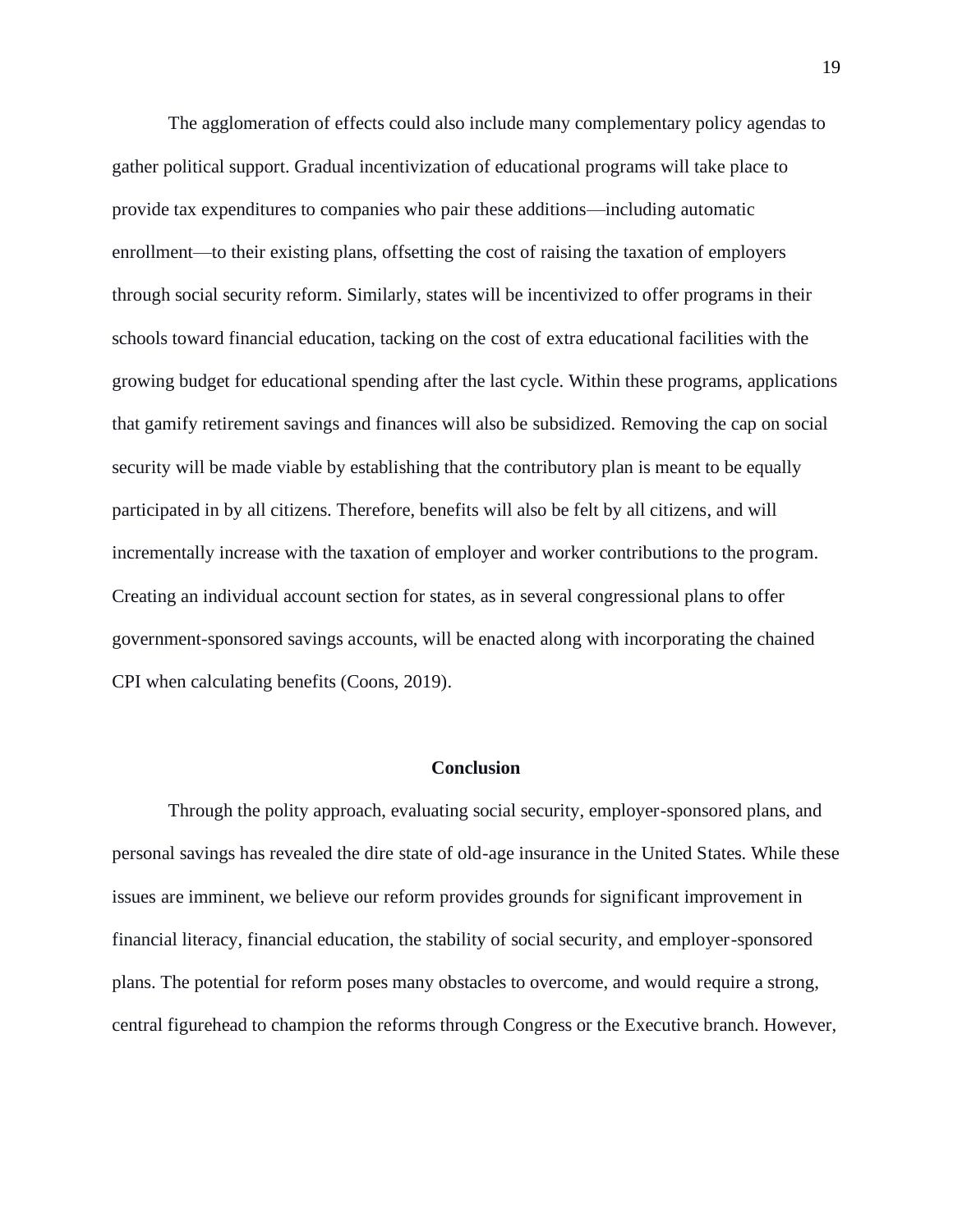The agglomeration of effects could also include many complementary policy agendas to gather political support. Gradual incentivization of educational programs will take place to provide tax expenditures to companies who pair these additions—including automatic enrollment—to their existing plans, offsetting the cost of raising the taxation of employers through social security reform. Similarly, states will be incentivized to offer programs in their schools toward financial education, tacking on the cost of extra educational facilities with the growing budget for educational spending after the last cycle. Within these programs, applications that gamify retirement savings and finances will also be subsidized. Removing the cap on social security will be made viable by establishing that the contributory plan is meant to be equally participated in by all citizens. Therefore, benefits will also be felt by all citizens, and will incrementally increase with the taxation of employer and worker contributions to the program. Creating an individual account section for states, as in several congressional plans to offer government-sponsored savings accounts, will be enacted along with incorporating the chained CPI when calculating benefits (Coons, 2019).

## Conclusion

Through the polity approach, evaluating social security, employer-sponsored plans, and personal savings has revealed the dire state of old-age insurance in the United States. While these issues are imminent, we believe our reform provides grounds for significant improvement in financial literacy, financial education, the stability of social security, and employer-sponsored plans. The potential for reform poses many obstacles to overcome, and would require a strong, central figurehead to champion the reforms through Congress or the Executive branch. However,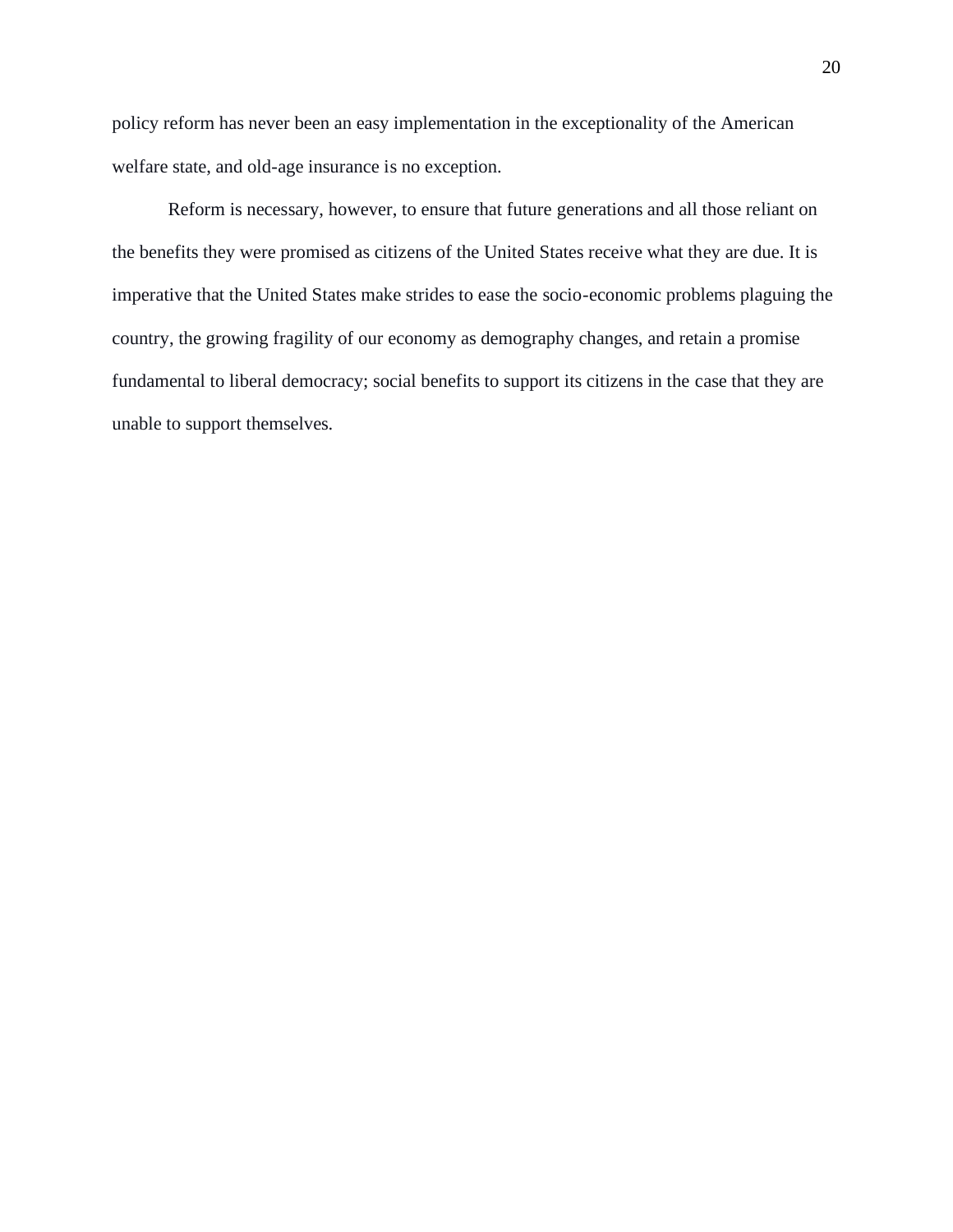policy reform has never been an easy implementation in the exceptionality of the American welfare state, and old-age insurance is no exception.

Reform is necessary, however, to ensure that future generations and all those reliant on the benefits they were promised as citizens of the United States receive what they are due. It is imperative that the United States make strides to ease the socio-economic problems plaguing the country, the growing fragility of our economy as demography changes, and retain a promise fundamental to liberal democracy; social benefits to support its citizens in the case that they are unable to support themselves.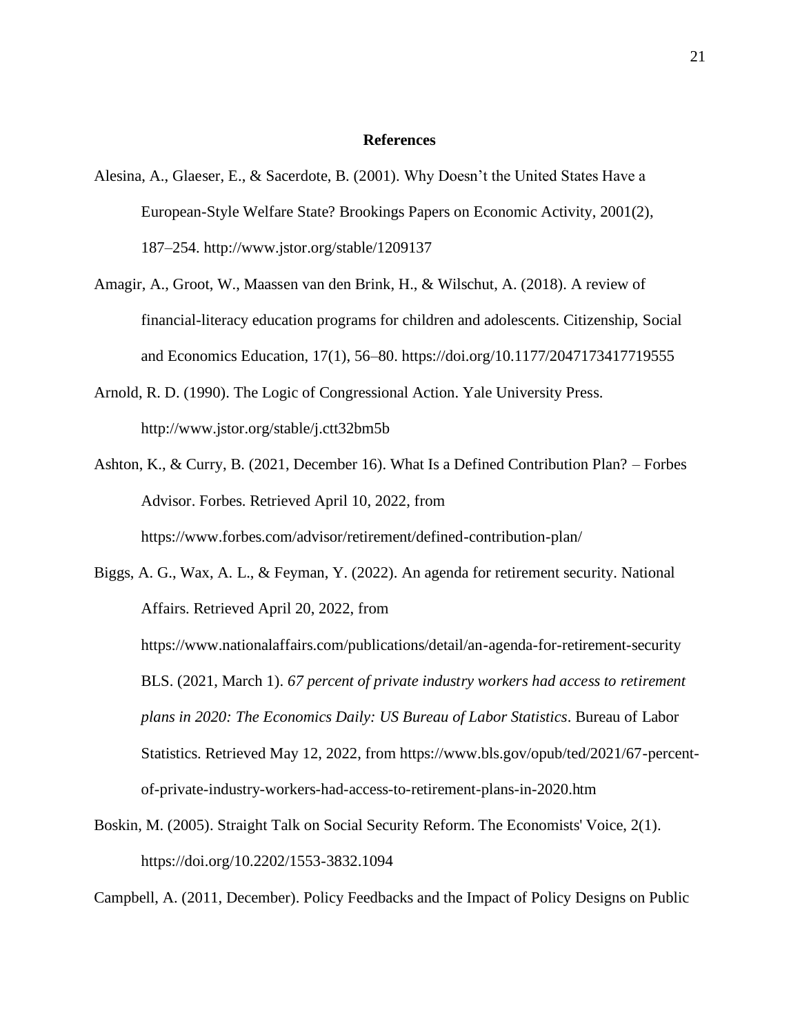## References

Alesina, A., Glaeser, E., & Sacerdote, B. (2001). Why Doesn't the United States Have a European-Style Welfare State? Brookings Papers on Economic Activity, 2001(2), 187–254. http://www.jstor.org/stable/1209137

Amagir, A., Groot, W., Maassen van den Brink, H., & Wilschut, A. (2018). A review of financial-literacy education programs for children and adolescents. Citizenship, Social and Economics Education, 17(1), 56–80. https://doi.org/10.1177/2047173417719555

Arnold, R. D. (1990). The Logic of Congressional Action. Yale University Press. http://www.jstor.org/stable/j.ctt32bm5b

Ashton, K., & Curry, B. (2021, December 16). What Is a Defined Contribution Plan? – Forbes Advisor. Forbes. Retrieved April 10, 2022, from https://www.forbes.com/advisor/retirement/defined-contribution-plan/

Biggs, A. G., Wax, A. L., & Feyman, Y. (2022). An agenda for retirement security. National Affairs. Retrieved April 20, 2022, from https://www.nationalaffairs.com/publications/detail/an-agenda-for-retirement-security BLS. (2021, March 1). *67 percent of private industry workers had access to retirement plans in 2020: The Economics Daily: US Bureau of Labor Statistics*. Bureau of Labor Statistics. Retrieved May 12, 2022, from https://www.bls.gov/opub/ted/2021/67-percent-of-private-industry-workers-had-access-to-retirement-plans-in-2020.htm

Boskin, M. (2005). Straight Talk on Social Security Reform. The Economists' Voice, 2(1). https://doi.org/10.2202/1553-3832.1094

Campbell, A. (2011, December). Policy Feedbacks and the Impact of Policy Designs on Public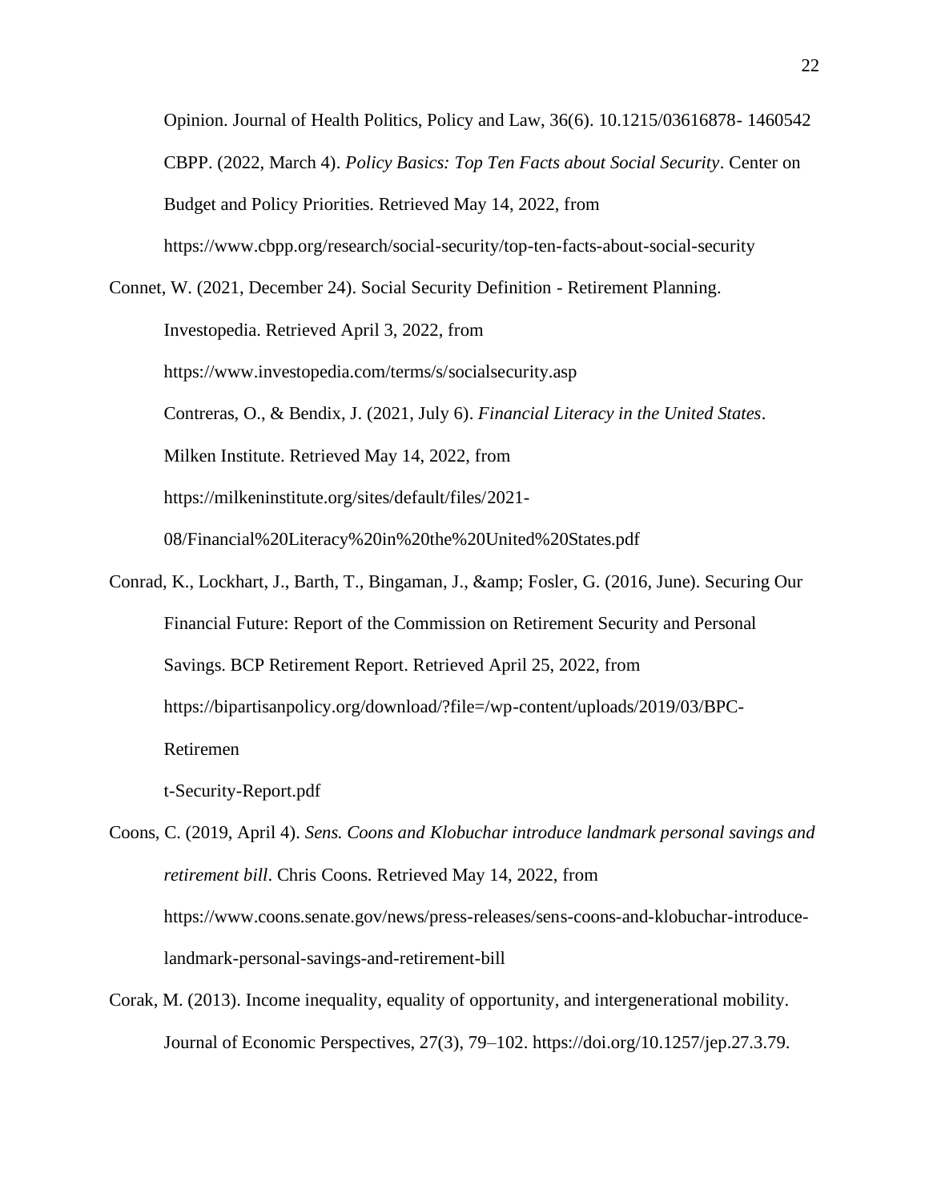Opinion. Journal of Health Politics, Policy and Law, 36(6). 10.1215/03616878- 1460542

CBPP. (2022, March 4). *Policy Basics: Top Ten Facts about Social Security*. Center on Budget and Policy Priorities. Retrieved May 14, 2022, from https://www.cbpp.org/research/social-security/top-ten-facts-about-social-security

Connet, W. (2021, December 24). Social Security Definition - Retirement Planning. Investopedia. Retrieved April 3, 2022, from https://www.investopedia.com/terms/s/socialsecurity.asp

Contreras, O., & Bendix, J. (2021, July 6). *Financial Literacy in the United States*. Milken Institute. Retrieved May 14, 2022, from https://milkeninstitute.org/sites/default/files/2021-08/Financial%20Literacy%20in%20the%20United%20States.pdf

Conrad, K., Lockhart, J., Barth, T., Bingaman, J., &amp; Fosler, G. (2016, June). Securing Our Financial Future: Report of the Commission on Retirement Security and Personal Savings. BCP Retirement Report. Retrieved April 25, 2022, from https://bipartisanpolicy.org/download/?file=/wp-content/uploads/2019/03/BPC-Retiremen

t-Security-Report.pdf

Coons, C. (2019, April 4). *Sens. Coons and Klobuchar introduce landmark personal savings and retirement bill*. Chris Coons. Retrieved May 14, 2022, from https://www.coons.senate.gov/news/press-releases/sens-coons-and-klobuchar-introduce-landmark-personal-savings-and-retirement-bill

Corak, M. (2013). Income inequality, equality of opportunity, and intergenerational mobility. Journal of Economic Perspectives, 27(3), 79–102. https://doi.org/10.1257/jep.27.3.79.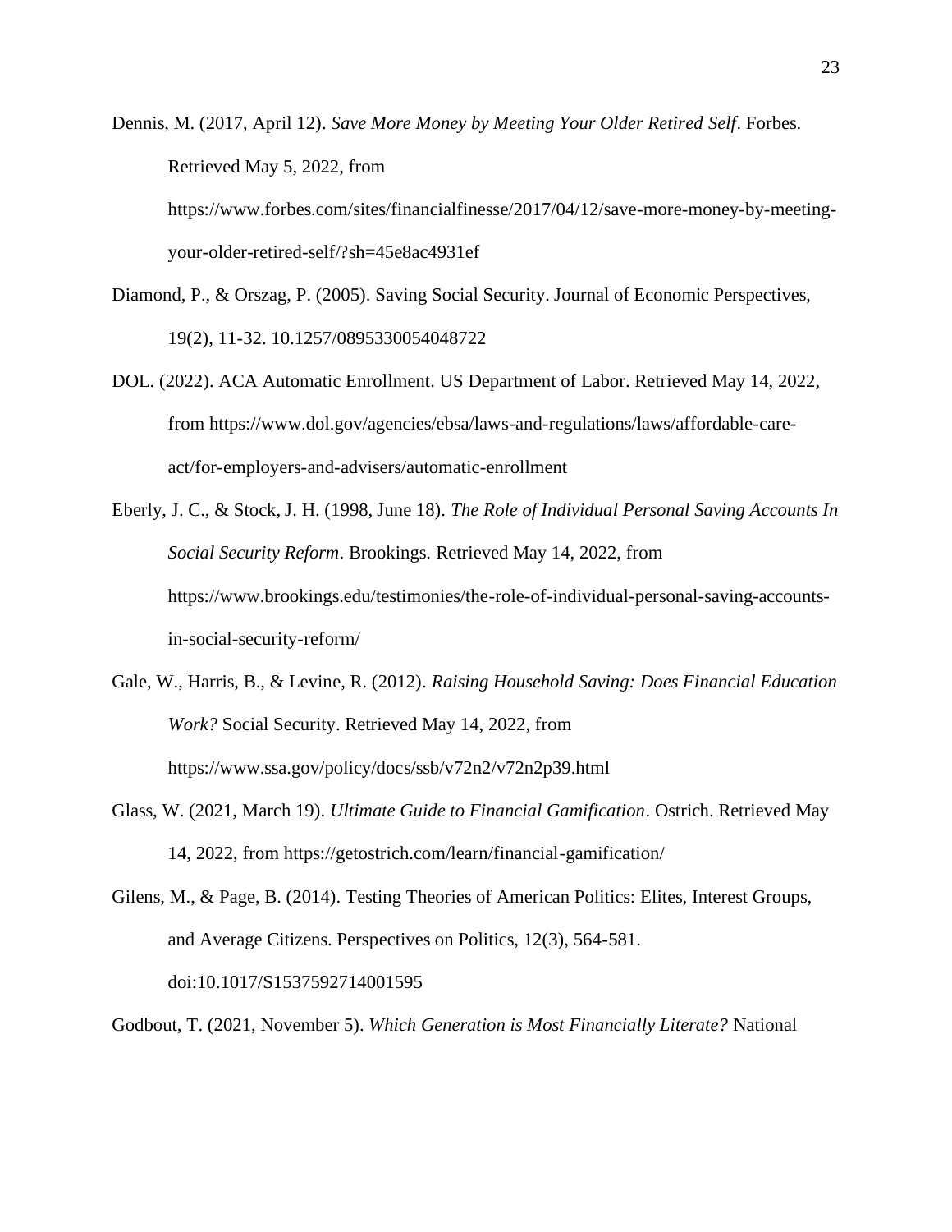Dennis, M. (2017, April 12). *Save More Money by Meeting Your Older Retired Self*. Forbes. Retrieved May 5, 2022, from https://www.forbes.com/sites/financialfinesse/2017/04/12/save-more-money-by-meeting-your-older-retired-self/?sh=45e8ac4931ef

Diamond, P., & Orszag, P. (2005). Saving Social Security. Journal of Economic Perspectives, 19(2), 11-32. 10.1257/0895330054048722

DOL. (2022). ACA Automatic Enrollment. US Department of Labor. Retrieved May 14, 2022, from https://www.dol.gov/agencies/ebsa/laws-and-regulations/laws/affordable-care-act/for-employers-and-advisers/automatic-enrollment

Eberly, J. C., & Stock, J. H. (1998, June 18). *The Role of Individual Personal Saving Accounts In Social Security Reform*. Brookings. Retrieved May 14, 2022, from https://www.brookings.edu/testimonies/the-role-of-individual-personal-saving-accounts-in-social-security-reform/

Gale, W., Harris, B., & Levine, R. (2012). *Raising Household Saving: Does Financial Education Work?* Social Security. Retrieved May 14, 2022, from https://www.ssa.gov/policy/docs/ssb/v72n2/v72n2p39.html

Glass, W. (2021, March 19). *Ultimate Guide to Financial Gamification*. Ostrich. Retrieved May 14, 2022, from https://getostrich.com/learn/financial-gamification/

Gilens, M., & Page, B. (2014). Testing Theories of American Politics: Elites, Interest Groups, and Average Citizens. Perspectives on Politics, 12(3), 564-581. doi:10.1017/S1537592714001595

Godbout, T. (2021, November 5). *Which Generation is Most Financially Literate?* National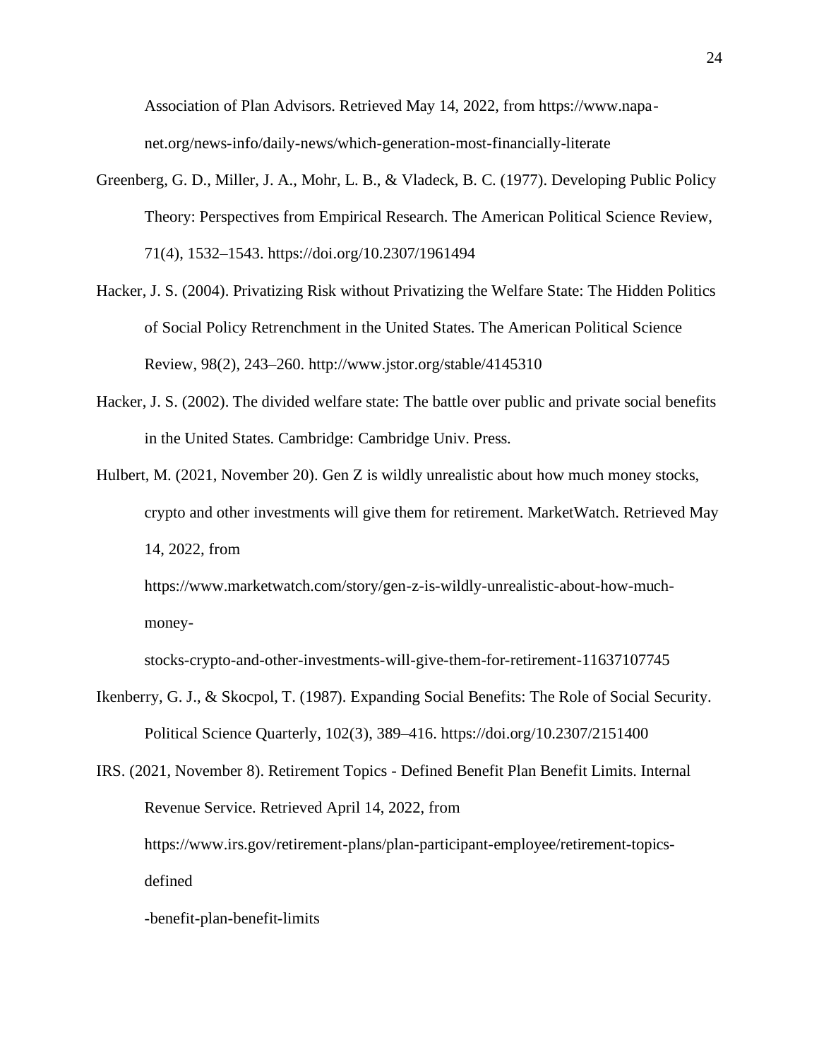Association of Plan Advisors. Retrieved May 14, 2022, from https://www.napa-net.org/news-info/daily-news/which-generation-most-financially-literate

Greenberg, G. D., Miller, J. A., Mohr, L. B., & Vladeck, B. C. (1977). Developing Public Policy Theory: Perspectives from Empirical Research. The American Political Science Review, 71(4), 1532–1543. https://doi.org/10.2307/1961494

Hacker, J. S. (2004). Privatizing Risk without Privatizing the Welfare State: The Hidden Politics of Social Policy Retrenchment in the United States. The American Political Science Review, 98(2), 243–260. http://www.jstor.org/stable/4145310

Hacker, J. S. (2002). The divided welfare state: The battle over public and private social benefits in the United States. Cambridge: Cambridge Univ. Press.

Hulbert, M. (2021, November 20). Gen Z is wildly unrealistic about how much money stocks, crypto and other investments will give them for retirement. MarketWatch. Retrieved May 14, 2022, from https://www.marketwatch.com/story/gen-z-is-wildly-unrealistic-about-how-much-money-stocks-crypto-and-other-investments-will-give-them-for-retirement-11637107745

Ikenberry, G. J., & Skocpol, T. (1987). Expanding Social Benefits: The Role of Social Security. Political Science Quarterly, 102(3), 389–416. https://doi.org/10.2307/2151400

IRS. (2021, November 8). Retirement Topics - Defined Benefit Plan Benefit Limits. Internal Revenue Service. Retrieved April 14, 2022, from https://www.irs.gov/retirement-plans/plan-participant-employee/retirement-topics-defined-benefit-plan-benefit-limits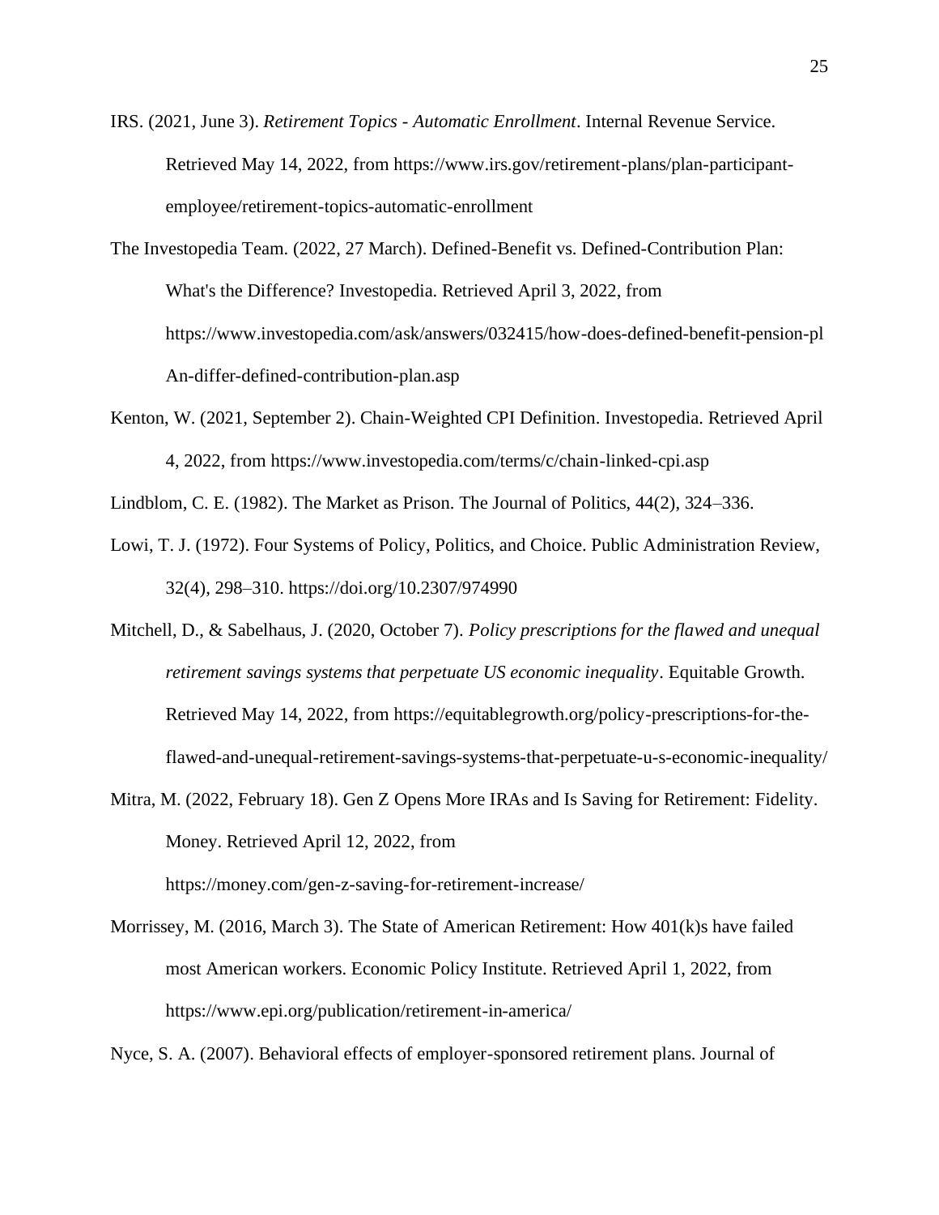IRS. (2021, June 3). *Retirement Topics - Automatic Enrollment*. Internal Revenue Service. Retrieved May 14, 2022, from https://www.irs.gov/retirement-plans/plan-participant-employee/retirement-topics-automatic-enrollment

The Investopedia Team. (2022, 27 March). Defined-Benefit vs. Defined-Contribution Plan: What's the Difference? Investopedia. Retrieved April 3, 2022, from https://www.investopedia.com/ask/answers/032415/how-does-defined-benefit-pension-pl An-differ-defined-contribution-plan.asp

Kenton, W. (2021, September 2). Chain-Weighted CPI Definition. Investopedia. Retrieved April 4, 2022, from https://www.investopedia.com/terms/c/chain-linked-cpi.asp

Lindblom, C. E. (1982). The Market as Prison. The Journal of Politics, 44(2), 324–336.

Lowi, T. J. (1972). Four Systems of Policy, Politics, and Choice. Public Administration Review, 32(4), 298–310. https://doi.org/10.2307/974990

Mitchell, D., & Sabelhaus, J. (2020, October 7). *Policy prescriptions for the flawed and unequal retirement savings systems that perpetuate US economic inequality*. Equitable Growth. Retrieved May 14, 2022, from https://equitablegrowth.org/policy-prescriptions-for-the-flawed-and-unequal-retirement-savings-systems-that-perpetuate-u-s-economic-inequality/

Mitra, M. (2022, February 18). Gen Z Opens More IRAs and Is Saving for Retirement: Fidelity. Money. Retrieved April 12, 2022, from https://money.com/gen-z-saving-for-retirement-increase/

Morrissey, M. (2016, March 3). The State of American Retirement: How 401(k)s have failed most American workers. Economic Policy Institute. Retrieved April 1, 2022, from https://www.epi.org/publication/retirement-in-america/

Nyce, S. A. (2007). Behavioral effects of employer-sponsored retirement plans. Journal of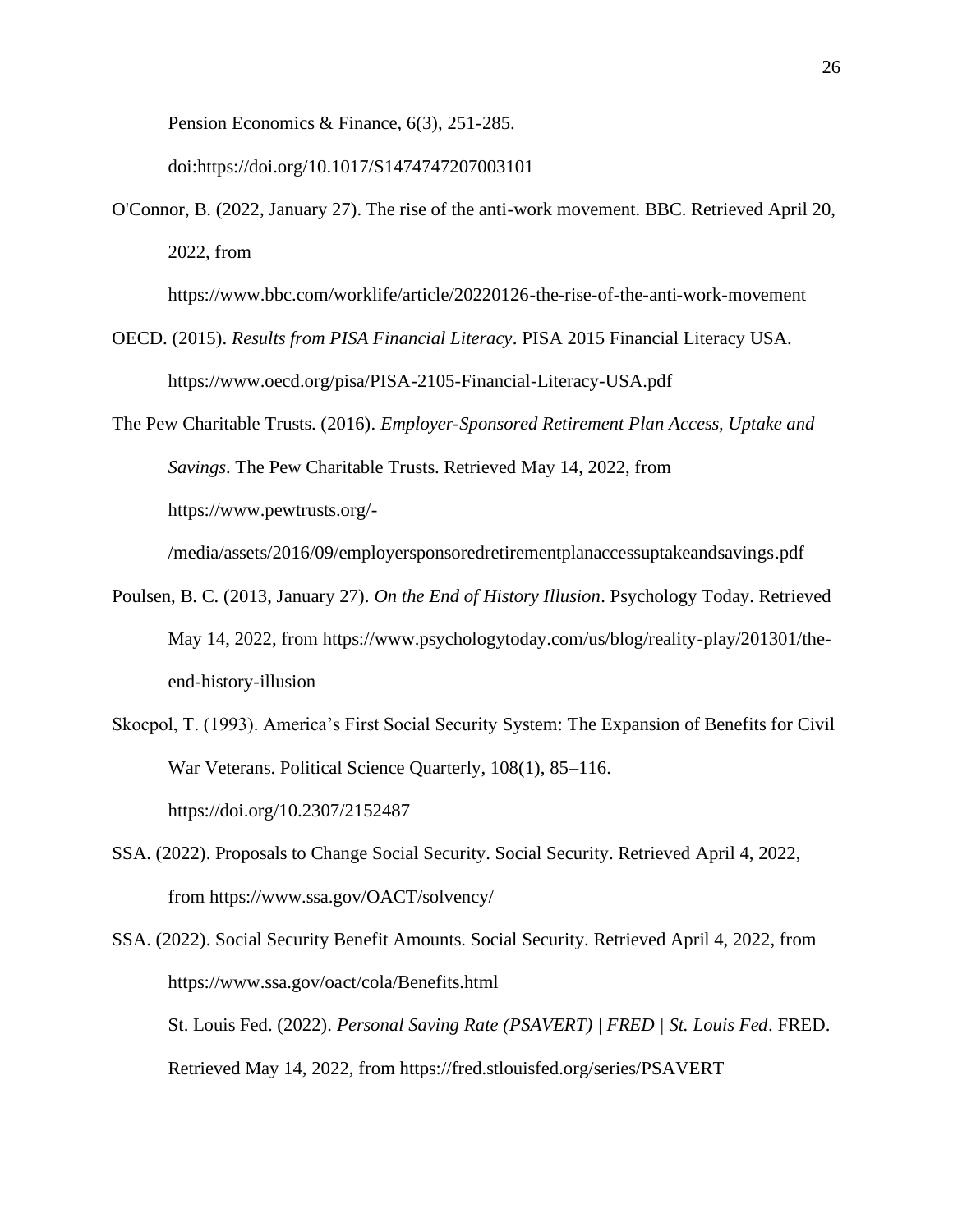Pension Economics & Finance, 6(3), 251-285. doi:https://doi.org/10.1017/S1474747207003101

O'Connor, B. (2022, January 27). The rise of the anti-work movement. BBC. Retrieved April 20, 2022, from https://www.bbc.com/worklife/article/20220126-the-rise-of-the-anti-work-movement

OECD. (2015). *Results from PISA Financial Literacy*. PISA 2015 Financial Literacy USA. https://www.oecd.org/pisa/PISA-2105-Financial-Literacy-USA.pdf

The Pew Charitable Trusts. (2016). *Employer-Sponsored Retirement Plan Access, Uptake and Savings*. The Pew Charitable Trusts. Retrieved May 14, 2022, from https://www.pewtrusts.org/-/media/assets/2016/09/employersponsoredretirementplanaccessuptakeandsavings.pdf

Poulsen, B. C. (2013, January 27). *On the End of History Illusion*. Psychology Today. Retrieved May 14, 2022, from https://www.psychologytoday.com/us/blog/reality-play/201301/the-end-history-illusion

Skocpol, T. (1993). America's First Social Security System: The Expansion of Benefits for Civil War Veterans. Political Science Quarterly, 108(1), 85–116. https://doi.org/10.2307/2152487

SSA. (2022). Proposals to Change Social Security. Social Security. Retrieved April 4, 2022, from https://www.ssa.gov/OACT/solvency/

SSA. (2022). Social Security Benefit Amounts. Social Security. Retrieved April 4, 2022, from https://www.ssa.gov/oact/cola/Benefits.html

St. Louis Fed. (2022). *Personal Saving Rate (PSAVERT) | FRED | St. Louis Fed*. FRED. Retrieved May 14, 2022, from https://fred.stlouisfed.org/series/PSAVERT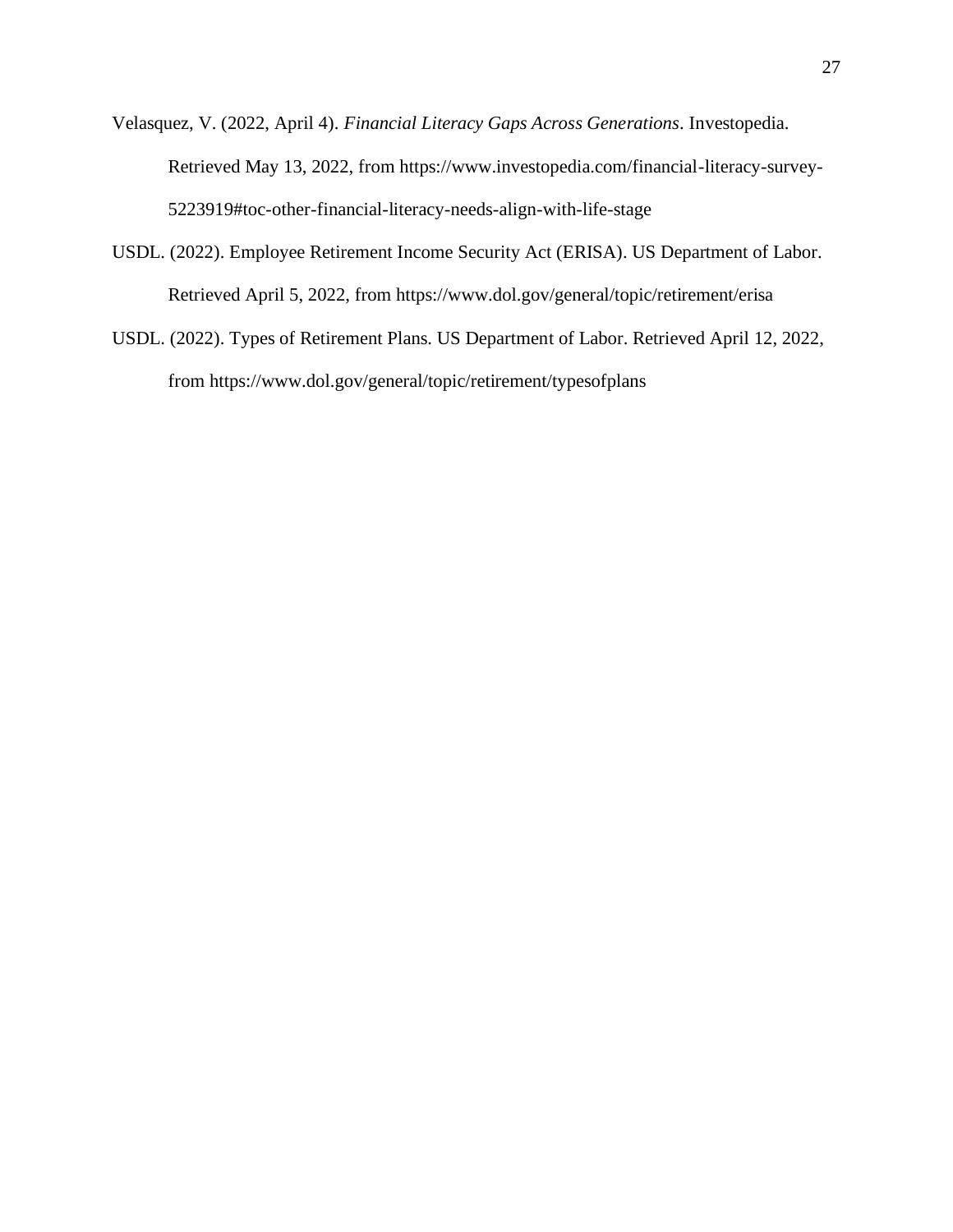Velasquez, V. (2022, April 4). *Financial Literacy Gaps Across Generations*. Investopedia. Retrieved May 13, 2022, from https://www.investopedia.com/financial-literacy-survey-5223919#toc-other-financial-literacy-needs-align-with-life-stage

USDL. (2022). Employee Retirement Income Security Act (ERISA). US Department of Labor. Retrieved April 5, 2022, from https://www.dol.gov/general/topic/retirement/erisa

USDL. (2022). Types of Retirement Plans. US Department of Labor. Retrieved April 12, 2022, from https://www.dol.gov/general/topic/retirement/typesofplans